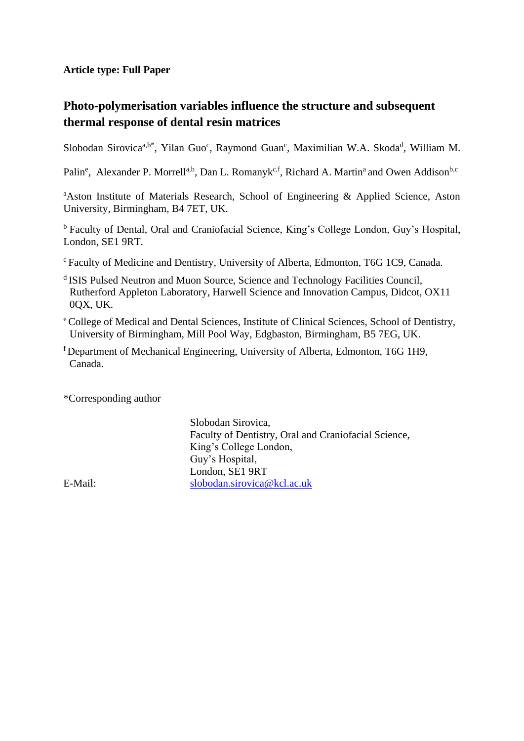**Article type: Full Paper**

# Photo-polymerisation variables influence the structure and subsequent thermal response of dental resin matrices

Slobodan Sirovica[a,b*], Yilan Guo[c], Raymond Guan[c], Maximilian W.A. Skoda[d], William M. Palin[e], Alexander P. Morrell[a,b], Dan L. Romanyk[c,f], Richard A. Martin[a] and Owen Addison[b,c]

[a]Aston Institute of Materials Research, School of Engineering & Applied Science, Aston University, Birmingham, B4 7ET, UK.

[b] Faculty of Dental, Oral and Craniofacial Science, King's College London, Guy's Hospital, London, SE1 9RT.

[c] Faculty of Medicine and Dentistry, University of Alberta, Edmonton, T6G 1C9, Canada.

[d] ISIS Pulsed Neutron and Muon Source, Science and Technology Facilities Council, Rutherford Appleton Laboratory, Harwell Science and Innovation Campus, Didcot, OX11 0QX, UK.

[e] College of Medical and Dental Sciences, Institute of Clinical Sciences, School of Dentistry, University of Birmingham, Mill Pool Way, Edgbaston, Birmingham, B5 7EG, UK.

[f] Department of Mechanical Engineering, University of Alberta, Edmonton, T6G 1H9, Canada.

*Corresponding author

Slobodan Sirovica,
Faculty of Dentistry, Oral and Craniofacial Science,
King's College London,
Guy's Hospital,
London, SE1 9RT

E-Mail: slobodan.sirovica@kcl.ac.uk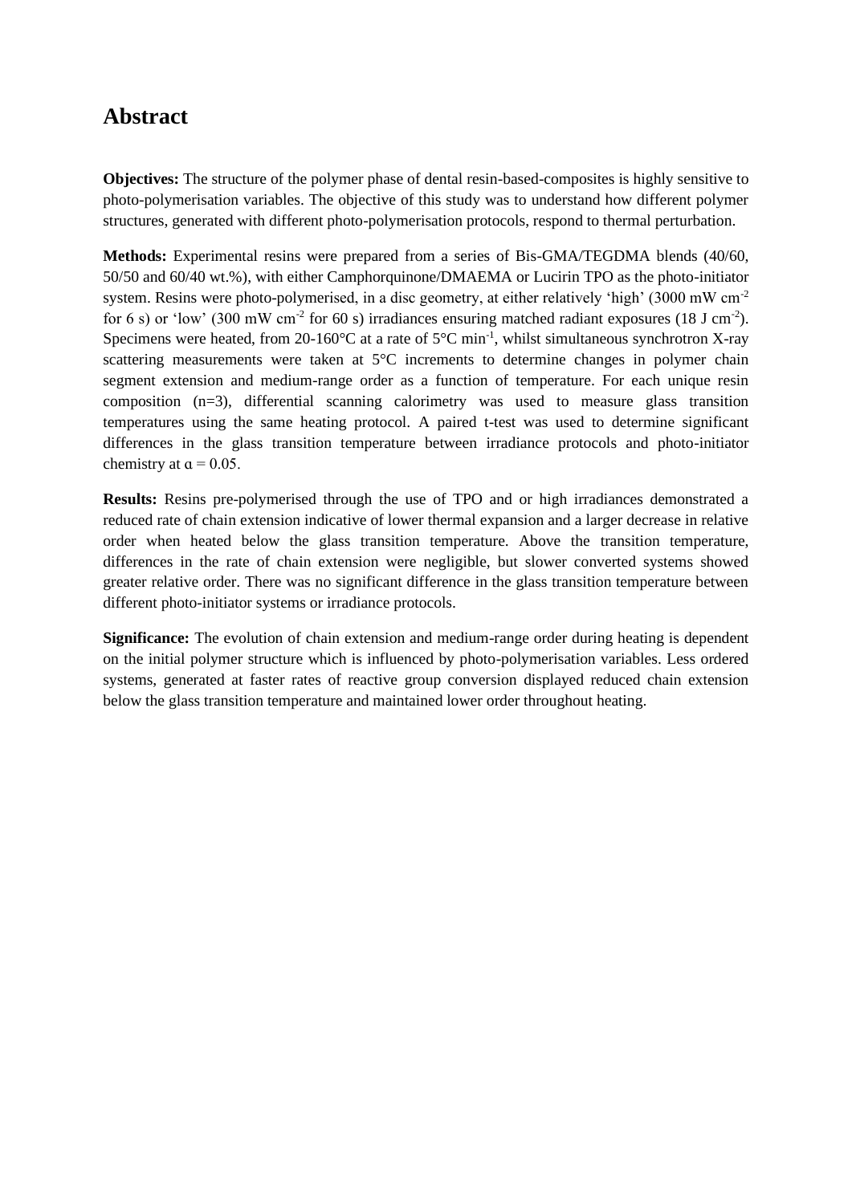# Abstract

**Objectives:** The structure of the polymer phase of dental resin-based-composites is highly sensitive to photo-polymerisation variables. The objective of this study was to understand how different polymer structures, generated with different photo-polymerisation protocols, respond to thermal perturbation.

**Methods:** Experimental resins were prepared from a series of Bis-GMA/TEGDMA blends (40/60, 50/50 and 60/40 wt.%), with either Camphorquinone/DMAEMA or Lucirin TPO as the photo-initiator system. Resins were photo-polymerised, in a disc geometry, at either relatively 'high' (3000 mW cm$^{-2}$ for 6 s) or 'low' (300 mW cm$^{-2}$ for 60 s) irradiances ensuring matched radiant exposures (18 J cm$^{-2}$). Specimens were heated, from 20-160°C at a rate of 5°C min$^{-1}$, whilst simultaneous synchrotron X-ray scattering measurements were taken at 5°C increments to determine changes in polymer chain segment extension and medium-range order as a function of temperature. For each unique resin composition (n=3), differential scanning calorimetry was used to measure glass transition temperatures using the same heating protocol. A paired t-test was used to determine significant differences in the glass transition temperature between irradiance protocols and photo-initiator chemistry at $\alpha = 0.05$.

**Results:** Resins pre-polymerised through the use of TPO and or high irradiances demonstrated a reduced rate of chain extension indicative of lower thermal expansion and a larger decrease in relative order when heated below the glass transition temperature. Above the transition temperature, differences in the rate of chain extension were negligible, but slower converted systems showed greater relative order. There was no significant difference in the glass transition temperature between different photo-initiator systems or irradiance protocols.

**Significance:** The evolution of chain extension and medium-range order during heating is dependent on the initial polymer structure which is influenced by photo-polymerisation variables. Less ordered systems, generated at faster rates of reactive group conversion displayed reduced chain extension below the glass transition temperature and maintained lower order throughout heating.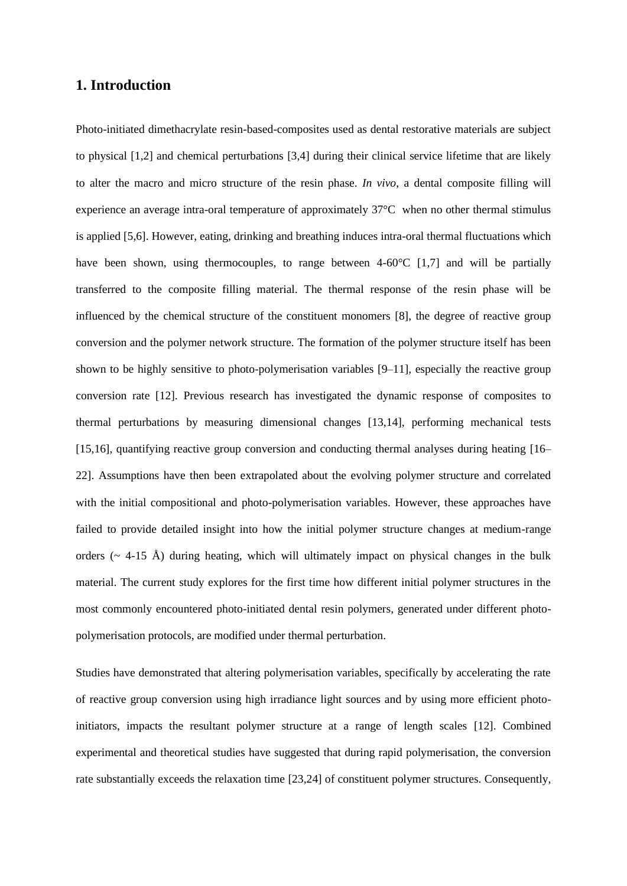## 1. Introduction

Photo-initiated dimethacrylate resin-based-composites used as dental restorative materials are subject to physical [1,2] and chemical perturbations [3,4] during their clinical service lifetime that are likely to alter the macro and micro structure of the resin phase. *In vivo*, a dental composite filling will experience an average intra-oral temperature of approximately 37°C when no other thermal stimulus is applied [5,6]. However, eating, drinking and breathing induces intra-oral thermal fluctuations which have been shown, using thermocouples, to range between 4-60°C [1,7] and will be partially transferred to the composite filling material. The thermal response of the resin phase will be influenced by the chemical structure of the constituent monomers [8], the degree of reactive group conversion and the polymer network structure. The formation of the polymer structure itself has been shown to be highly sensitive to photo-polymerisation variables [9–11], especially the reactive group conversion rate [12]. Previous research has investigated the dynamic response of composites to thermal perturbations by measuring dimensional changes [13,14], performing mechanical tests [15,16], quantifying reactive group conversion and conducting thermal analyses during heating [16–22]. Assumptions have then been extrapolated about the evolving polymer structure and correlated with the initial compositional and photo-polymerisation variables. However, these approaches have failed to provide detailed insight into how the initial polymer structure changes at medium-range orders (~ 4-15 Å) during heating, which will ultimately impact on physical changes in the bulk material. The current study explores for the first time how different initial polymer structures in the most commonly encountered photo-initiated dental resin polymers, generated under different photo-polymerisation protocols, are modified under thermal perturbation.

Studies have demonstrated that altering polymerisation variables, specifically by accelerating the rate of reactive group conversion using high irradiance light sources and by using more efficient photo-initiators, impacts the resultant polymer structure at a range of length scales [12]. Combined experimental and theoretical studies have suggested that during rapid polymerisation, the conversion rate substantially exceeds the relaxation time [23,24] of constituent polymer structures. Consequently,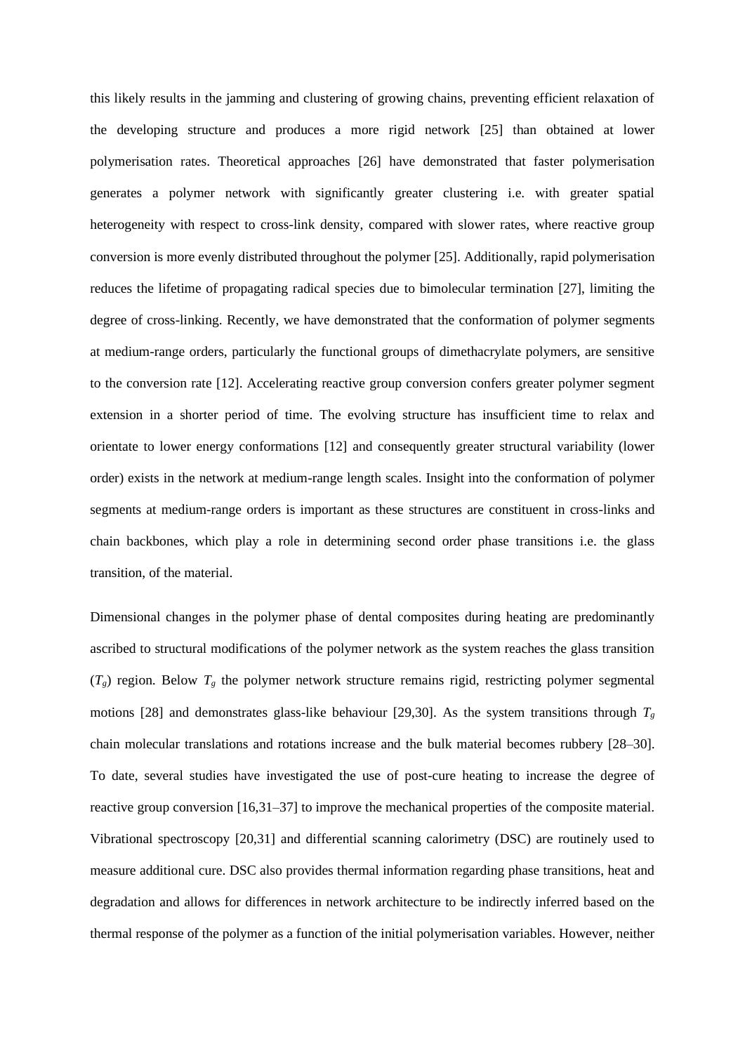this likely results in the jamming and clustering of growing chains, preventing efficient relaxation of the developing structure and produces a more rigid network [25] than obtained at lower polymerisation rates. Theoretical approaches [26] have demonstrated that faster polymerisation generates a polymer network with significantly greater clustering i.e. with greater spatial heterogeneity with respect to cross-link density, compared with slower rates, where reactive group conversion is more evenly distributed throughout the polymer [25]. Additionally, rapid polymerisation reduces the lifetime of propagating radical species due to bimolecular termination [27], limiting the degree of cross-linking. Recently, we have demonstrated that the conformation of polymer segments at medium-range orders, particularly the functional groups of dimethacrylate polymers, are sensitive to the conversion rate [12]. Accelerating reactive group conversion confers greater polymer segment extension in a shorter period of time. The evolving structure has insufficient time to relax and orientate to lower energy conformations [12] and consequently greater structural variability (lower order) exists in the network at medium-range length scales. Insight into the conformation of polymer segments at medium-range orders is important as these structures are constituent in cross-links and chain backbones, which play a role in determining second order phase transitions i.e. the glass transition, of the material.

Dimensional changes in the polymer phase of dental composites during heating are predominantly ascribed to structural modifications of the polymer network as the system reaches the glass transition ($T_g$) region. Below $T_g$ the polymer network structure remains rigid, restricting polymer segmental motions [28] and demonstrates glass-like behaviour [29,30]. As the system transitions through $T_g$ chain molecular translations and rotations increase and the bulk material becomes rubbery [28–30]. To date, several studies have investigated the use of post-cure heating to increase the degree of reactive group conversion [16,31–37] to improve the mechanical properties of the composite material. Vibrational spectroscopy [20,31] and differential scanning calorimetry (DSC) are routinely used to measure additional cure. DSC also provides thermal information regarding phase transitions, heat and degradation and allows for differences in network architecture to be indirectly inferred based on the thermal response of the polymer as a function of the initial polymerisation variables. However, neither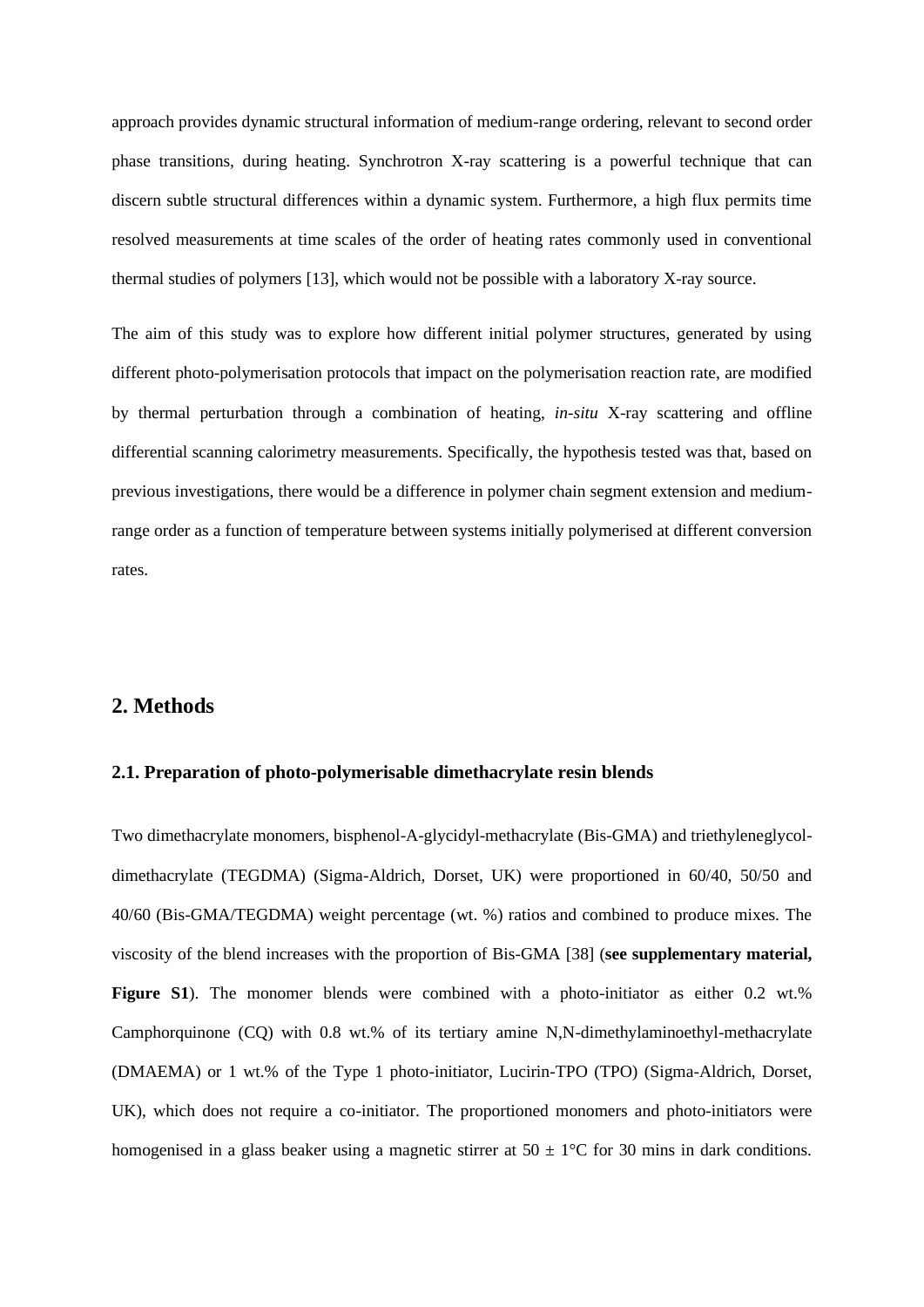approach provides dynamic structural information of medium-range ordering, relevant to second order phase transitions, during heating. Synchrotron X-ray scattering is a powerful technique that can discern subtle structural differences within a dynamic system. Furthermore, a high flux permits time resolved measurements at time scales of the order of heating rates commonly used in conventional thermal studies of polymers [13], which would not be possible with a laboratory X-ray source.

The aim of this study was to explore how different initial polymer structures, generated by using different photo-polymerisation protocols that impact on the polymerisation reaction rate, are modified by thermal perturbation through a combination of heating, *in-situ* X-ray scattering and offline differential scanning calorimetry measurements. Specifically, the hypothesis tested was that, based on previous investigations, there would be a difference in polymer chain segment extension and medium-range order as a function of temperature between systems initially polymerised at different conversion rates.

## 2. Methods

### 2.1. Preparation of photo-polymerisable dimethacrylate resin blends

Two dimethacrylate monomers, bisphenol-A-glycidyl-methacrylate (Bis-GMA) and triethyleneglycol-dimethacrylate (TEGDMA) (Sigma-Aldrich, Dorset, UK) were proportioned in 60/40, 50/50 and 40/60 (Bis-GMA/TEGDMA) weight percentage (wt. %) ratios and combined to produce mixes. The viscosity of the blend increases with the proportion of Bis-GMA [38] (**see supplementary material, Figure S1**). The monomer blends were combined with a photo-initiator as either 0.2 wt.% Camphorquinone (CQ) with 0.8 wt.% of its tertiary amine N,N-dimethylaminoethyl-methacrylate (DMAEMA) or 1 wt.% of the Type 1 photo-initiator, Lucirin-TPO (TPO) (Sigma-Aldrich, Dorset, UK), which does not require a co-initiator. The proportioned monomers and photo-initiators were homogenised in a glass beaker using a magnetic stirrer at $50 \pm 1$°C for 30 mins in dark conditions.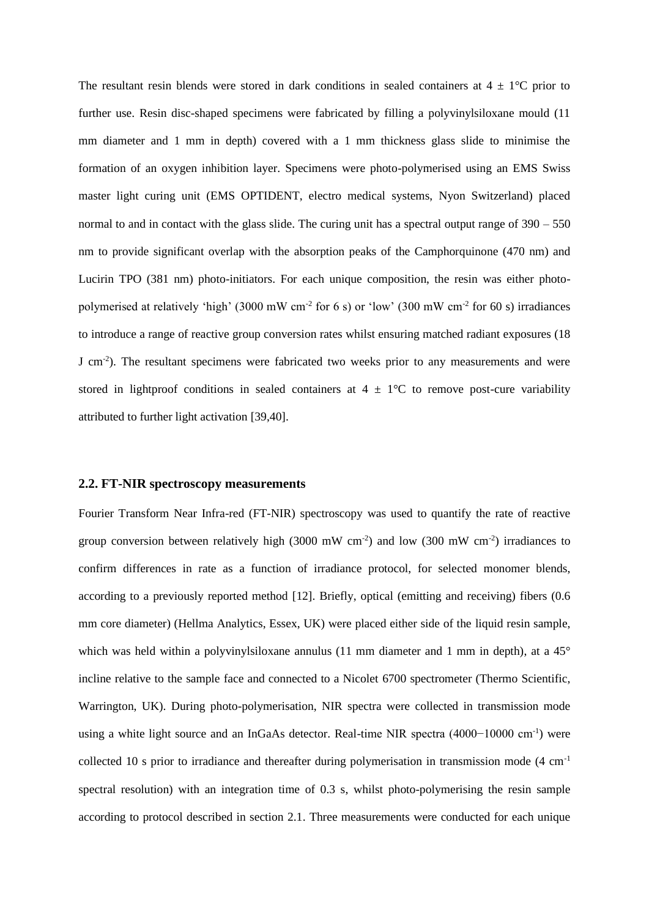The resultant resin blends were stored in dark conditions in sealed containers at 4 ± 1°C prior to further use. Resin disc-shaped specimens were fabricated by filling a polyvinylsiloxane mould (11 mm diameter and 1 mm in depth) covered with a 1 mm thickness glass slide to minimise the formation of an oxygen inhibition layer. Specimens were photo-polymerised using an EMS Swiss master light curing unit (EMS OPTIDENT, electro medical systems, Nyon Switzerland) placed normal to and in contact with the glass slide. The curing unit has a spectral output range of 390 – 550 nm to provide significant overlap with the absorption peaks of the Camphorquinone (470 nm) and Lucirin TPO (381 nm) photo-initiators. For each unique composition, the resin was either photo-polymerised at relatively 'high' (3000 mW cm$^{-2}$ for 6 s) or 'low' (300 mW cm$^{-2}$ for 60 s) irradiances to introduce a range of reactive group conversion rates whilst ensuring matched radiant exposures (18 J cm$^{-2}$). The resultant specimens were fabricated two weeks prior to any measurements and were stored in lightproof conditions in sealed containers at 4 ± 1°C to remove post-cure variability attributed to further light activation [39,40].

### 2.2. FT-NIR spectroscopy measurements

Fourier Transform Near Infra-red (FT-NIR) spectroscopy was used to quantify the rate of reactive group conversion between relatively high (3000 mW cm$^{-2}$) and low (300 mW cm$^{-2}$) irradiances to confirm differences in rate as a function of irradiance protocol, for selected monomer blends, according to a previously reported method [12]. Briefly, optical (emitting and receiving) fibers (0.6 mm core diameter) (Hellma Analytics, Essex, UK) were placed either side of the liquid resin sample, which was held within a polyvinylsiloxane annulus (11 mm diameter and 1 mm in depth), at a 45° incline relative to the sample face and connected to a Nicolet 6700 spectrometer (Thermo Scientific, Warrington, UK). During photo-polymerisation, NIR spectra were collected in transmission mode using a white light source and an InGaAs detector. Real-time NIR spectra (4000−10000 cm$^{-1}$) were collected 10 s prior to irradiance and thereafter during polymerisation in transmission mode (4 cm$^{-1}$ spectral resolution) with an integration time of 0.3 s, whilst photo-polymerising the resin sample according to protocol described in section 2.1. Three measurements were conducted for each unique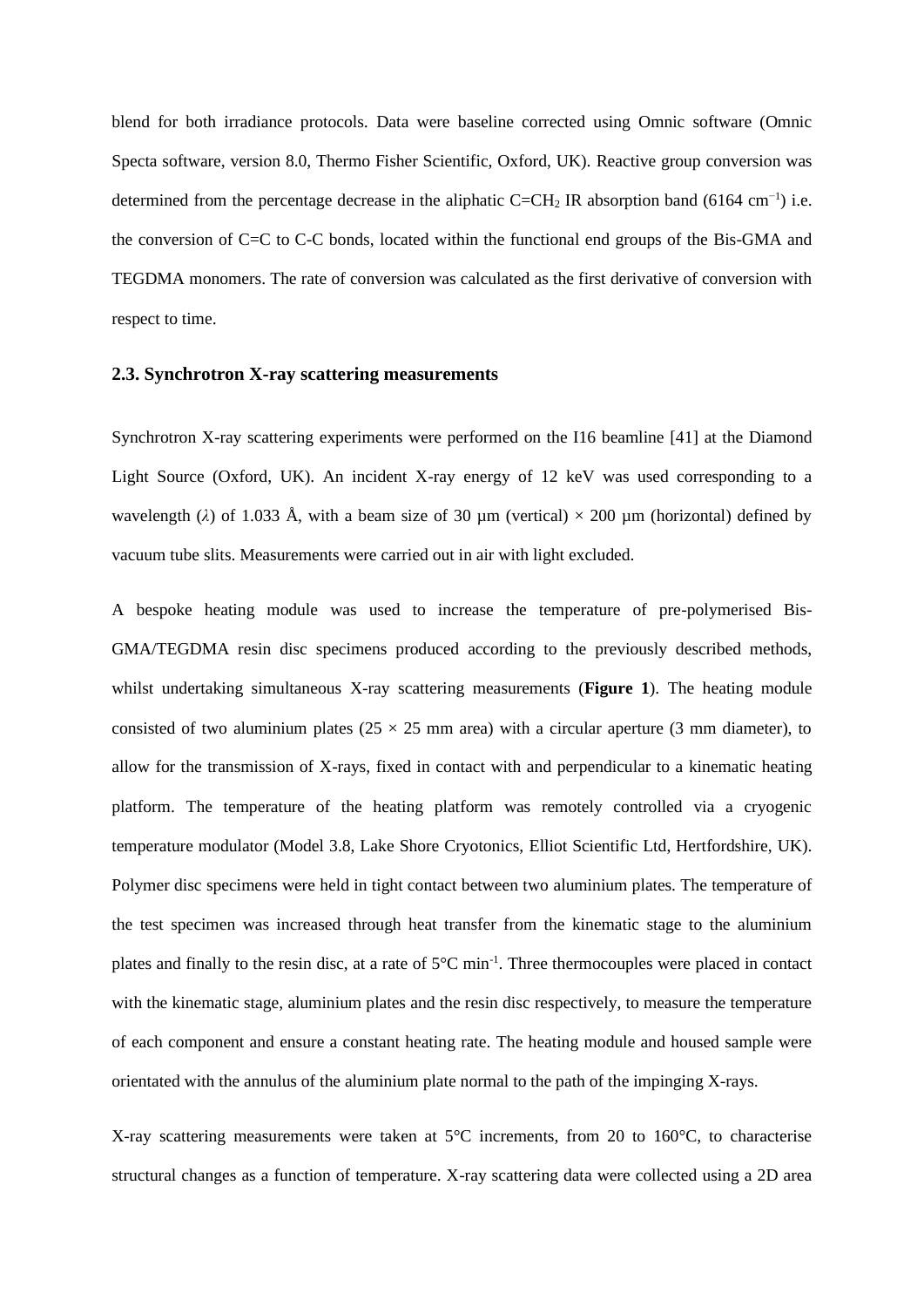blend for both irradiance protocols. Data were baseline corrected using Omnic software (Omnic Specta software, version 8.0, Thermo Fisher Scientific, Oxford, UK). Reactive group conversion was determined from the percentage decrease in the aliphatic $C=CH_2$ IR absorption band (6164 $cm^{-1}$) i.e. the conversion of C=C to C-C bonds, located within the functional end groups of the Bis-GMA and TEGDMA monomers. The rate of conversion was calculated as the first derivative of conversion with respect to time.

### 2.3. Synchrotron X-ray scattering measurements

Synchrotron X-ray scattering experiments were performed on the I16 beamline [41] at the Diamond Light Source (Oxford, UK). An incident X-ray energy of 12 keV was used corresponding to a wavelength ($\lambda$) of 1.033 Å, with a beam size of 30 µm (vertical) × 200 µm (horizontal) defined by vacuum tube slits. Measurements were carried out in air with light excluded.

A bespoke heating module was used to increase the temperature of pre-polymerised Bis-GMA/TEGDMA resin disc specimens produced according to the previously described methods, whilst undertaking simultaneous X-ray scattering measurements (**Figure 1**). The heating module consisted of two aluminium plates (25 × 25 mm area) with a circular aperture (3 mm diameter), to allow for the transmission of X-rays, fixed in contact with and perpendicular to a kinematic heating platform. The temperature of the heating platform was remotely controlled via a cryogenic temperature modulator (Model 3.8, Lake Shore Cryotonics, Elliot Scientific Ltd, Hertfordshire, UK). Polymer disc specimens were held in tight contact between two aluminium plates. The temperature of the test specimen was increased through heat transfer from the kinematic stage to the aluminium plates and finally to the resin disc, at a rate of 5°C $min^{-1}$. Three thermocouples were placed in contact with the kinematic stage, aluminium plates and the resin disc respectively, to measure the temperature of each component and ensure a constant heating rate. The heating module and housed sample were orientated with the annulus of the aluminium plate normal to the path of the impinging X-rays.

X-ray scattering measurements were taken at 5°C increments, from 20 to 160°C, to characterise structural changes as a function of temperature. X-ray scattering data were collected using a 2D area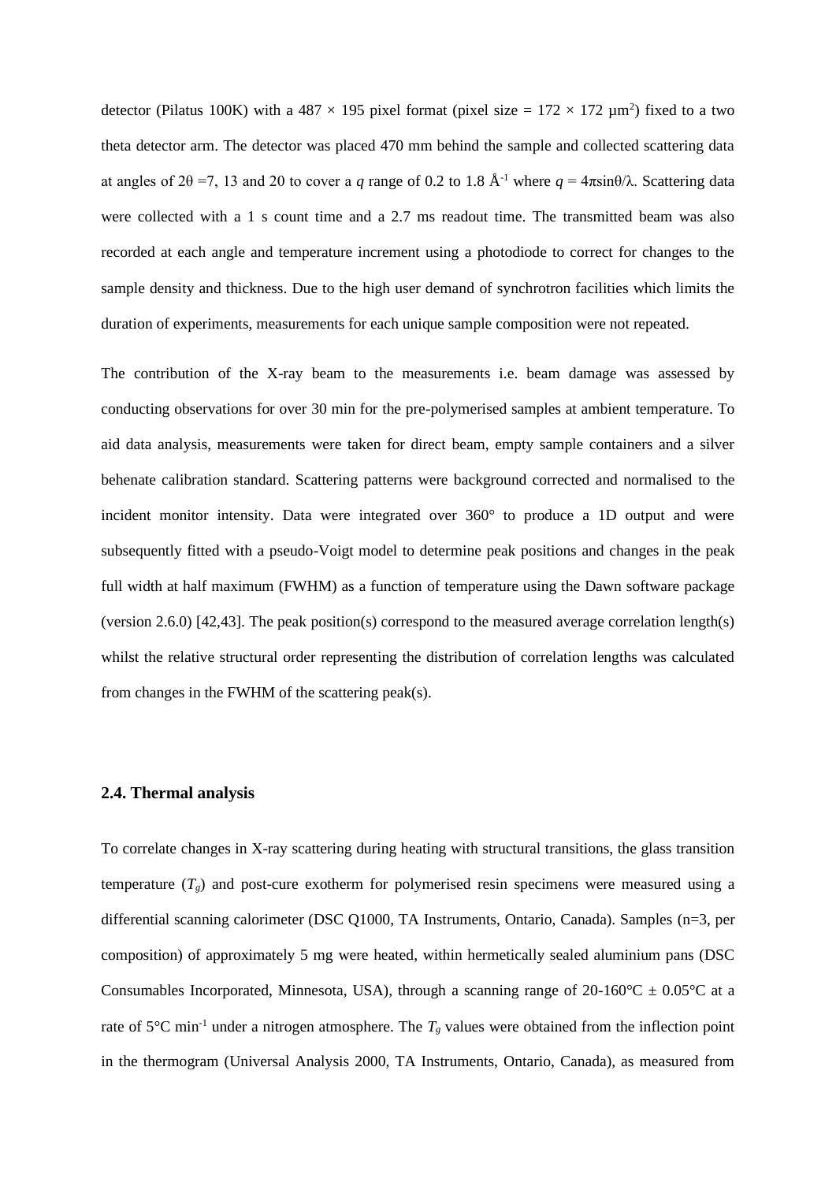detector (Pilatus 100K) with a 487 × 195 pixel format (pixel size = 172 × 172 μm$^2$) fixed to a two theta detector arm. The detector was placed 470 mm behind the sample and collected scattering data at angles of $2\theta$ =7, 13 and 20 to cover a $q$ range of 0.2 to 1.8 Å$^{-1}$ where $q = 4\pi\sin\theta/\lambda$. Scattering data were collected with a 1 s count time and a 2.7 ms readout time. The transmitted beam was also recorded at each angle and temperature increment using a photodiode to correct for changes to the sample density and thickness. Due to the high user demand of synchrotron facilities which limits the duration of experiments, measurements for each unique sample composition were not repeated.

The contribution of the X-ray beam to the measurements i.e. beam damage was assessed by conducting observations for over 30 min for the pre-polymerised samples at ambient temperature. To aid data analysis, measurements were taken for direct beam, empty sample containers and a silver behenate calibration standard. Scattering patterns were background corrected and normalised to the incident monitor intensity. Data were integrated over 360° to produce a 1D output and were subsequently fitted with a pseudo-Voigt model to determine peak positions and changes in the peak full width at half maximum (FWHM) as a function of temperature using the Dawn software package (version 2.6.0) [42,43]. The peak position(s) correspond to the measured average correlation length(s) whilst the relative structural order representing the distribution of correlation lengths was calculated from changes in the FWHM of the scattering peak(s).

### 2.4. Thermal analysis

To correlate changes in X-ray scattering during heating with structural transitions, the glass transition temperature ($T_g$) and post-cure exotherm for polymerised resin specimens were measured using a differential scanning calorimeter (DSC Q1000, TA Instruments, Ontario, Canada). Samples (n=3, per composition) of approximately 5 mg were heated, within hermetically sealed aluminium pans (DSC Consumables Incorporated, Minnesota, USA), through a scanning range of 20-160°C ± 0.05°C at a rate of 5°C min$^{-1}$ under a nitrogen atmosphere. The $T_g$ values were obtained from the inflection point in the thermogram (Universal Analysis 2000, TA Instruments, Ontario, Canada), as measured from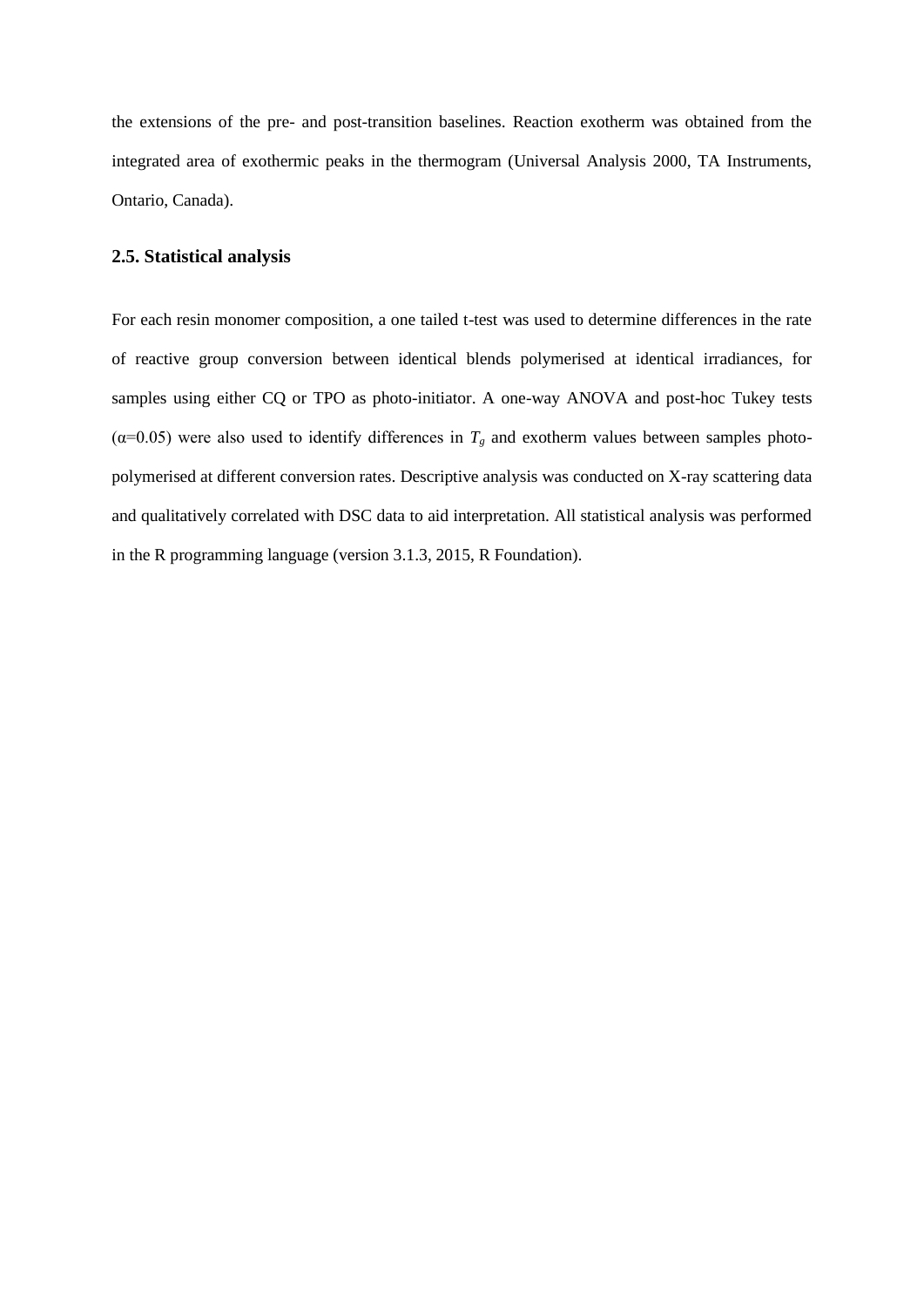the extensions of the pre- and post-transition baselines. Reaction exotherm was obtained from the integrated area of exothermic peaks in the thermogram (Universal Analysis 2000, TA Instruments, Ontario, Canada).

### 2.5. Statistical analysis

For each resin monomer composition, a one tailed t-test was used to determine differences in the rate of reactive group conversion between identical blends polymerised at identical irradiances, for samples using either CQ or TPO as photo-initiator. A one-way ANOVA and post-hoc Tukey tests ($\alpha$=0.05) were also used to identify differences in $T_g$ and exotherm values between samples photo-polymerised at different conversion rates. Descriptive analysis was conducted on X-ray scattering data and qualitatively correlated with DSC data to aid interpretation. All statistical analysis was performed in the R programming language (version 3.1.3, 2015, R Foundation).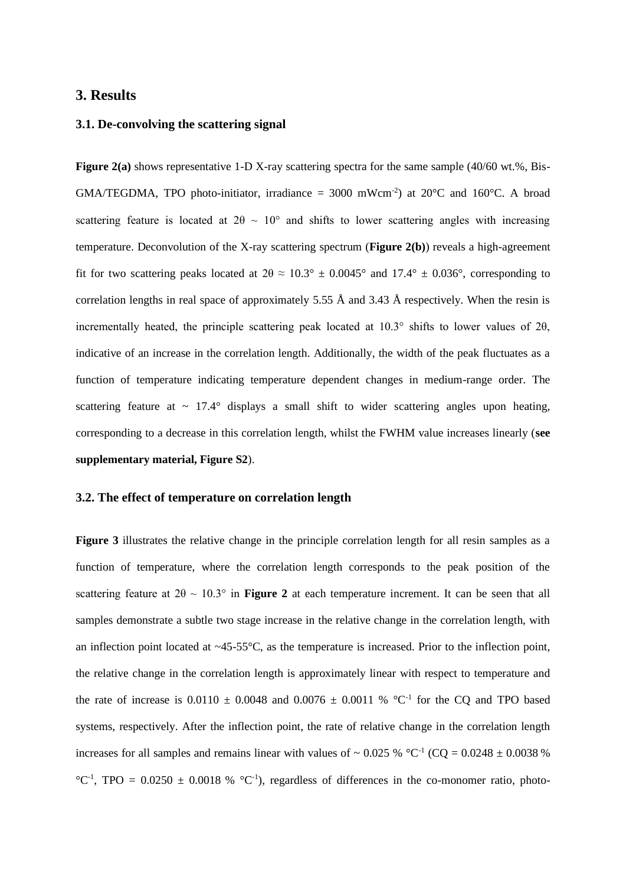## 3. Results

### 3.1. De-convolving the scattering signal

**Figure 2(a)** shows representative 1-D X-ray scattering spectra for the same sample (40/60 wt.%, Bis-GMA/TEGDMA, TPO photo-initiator, irradiance = 3000 mWcm$^{-2}$) at 20°C and 160°C. A broad scattering feature is located at $2\theta \sim 10°$ and shifts to lower scattering angles with increasing temperature. Deconvolution of the X-ray scattering spectrum (**Figure 2(b)**) reveals a high-agreement fit for two scattering peaks located at $2\theta \approx 10.3° \pm 0.0045°$ and $17.4° \pm 0.036°$, corresponding to correlation lengths in real space of approximately 5.55 Å and 3.43 Å respectively. When the resin is incrementally heated, the principle scattering peak located at 10.3° shifts to lower values of $2\theta$, indicative of an increase in the correlation length. Additionally, the width of the peak fluctuates as a function of temperature indicating temperature dependent changes in medium-range order. The scattering feature at ~ 17.4° displays a small shift to wider scattering angles upon heating, corresponding to a decrease in this correlation length, whilst the FWHM value increases linearly (**see supplementary material, Figure S2**).

### 3.2. The effect of temperature on correlation length

**Figure 3** illustrates the relative change in the principle correlation length for all resin samples as a function of temperature, where the correlation length corresponds to the peak position of the scattering feature at $2\theta \sim 10.3°$ in **Figure 2** at each temperature increment. It can be seen that all samples demonstrate a subtle two stage increase in the relative change in the correlation length, with an inflection point located at ~45-55°C, as the temperature is increased. Prior to the inflection point, the relative change in the correlation length is approximately linear with respect to temperature and the rate of increase is $0.0110 \pm 0.0048$ and $0.0076 \pm 0.0011$ % °C$^{-1}$ for the CQ and TPO based systems, respectively. After the inflection point, the rate of relative change in the correlation length increases for all samples and remains linear with values of ~ 0.025 % °C$^{-1}$ (CQ = $0.0248 \pm 0.0038$ % °C$^{-1}$, TPO = $0.0250 \pm 0.0018$ % °C$^{-1}$), regardless of differences in the co-monomer ratio, photo-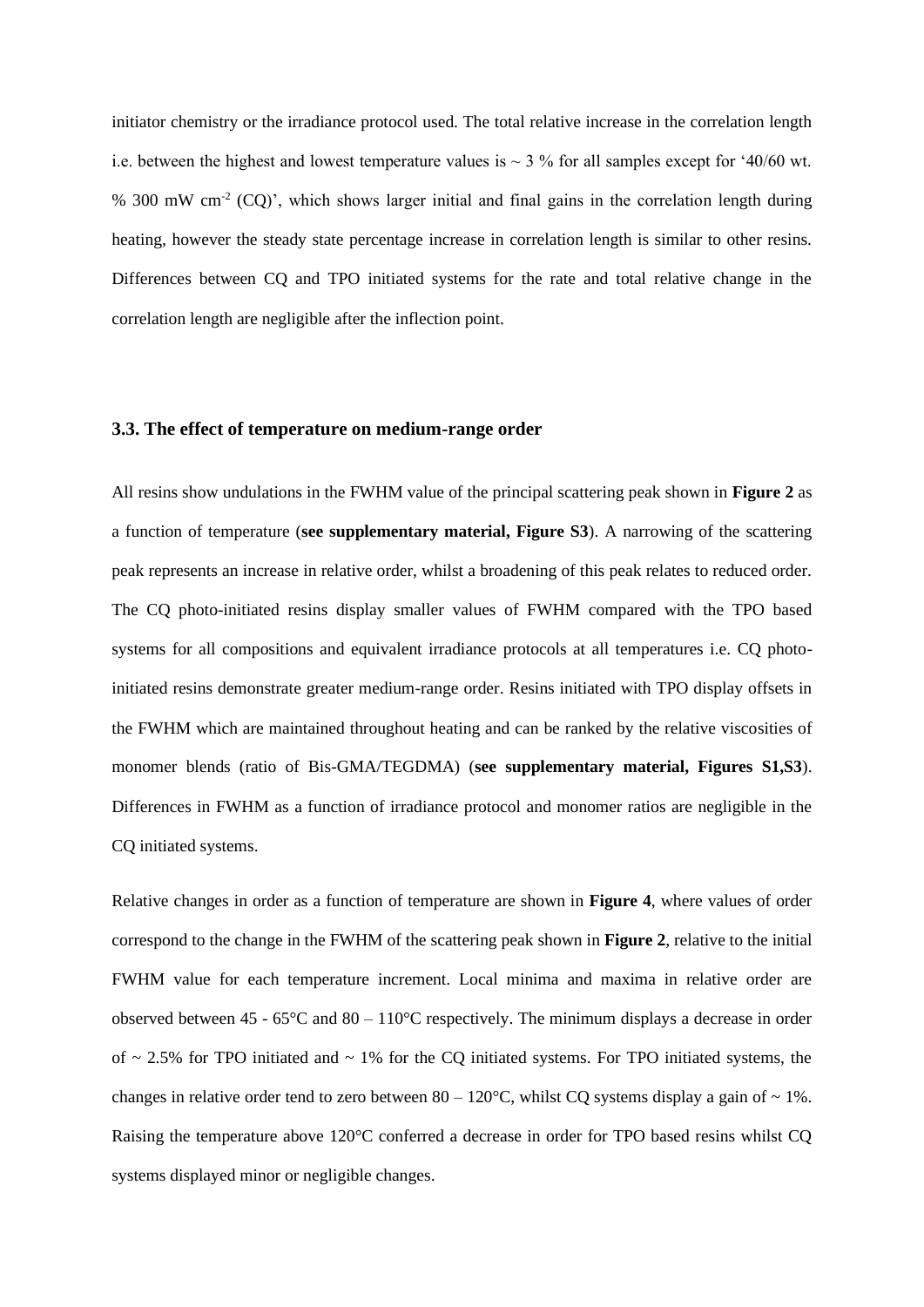initiator chemistry or the irradiance protocol used. The total relative increase in the correlation length i.e. between the highest and lowest temperature values is ~ 3 % for all samples except for '40/60 wt. % 300 mW cm$^{-2}$ (CQ)', which shows larger initial and final gains in the correlation length during heating, however the steady state percentage increase in correlation length is similar to other resins. Differences between CQ and TPO initiated systems for the rate and total relative change in the correlation length are negligible after the inflection point.

### 3.3. The effect of temperature on medium-range order

All resins show undulations in the FWHM value of the principal scattering peak shown in **Figure 2** as a function of temperature (**see supplementary material, Figure S3**). A narrowing of the scattering peak represents an increase in relative order, whilst a broadening of this peak relates to reduced order. The CQ photo-initiated resins display smaller values of FWHM compared with the TPO based systems for all compositions and equivalent irradiance protocols at all temperatures i.e. CQ photo-initiated resins demonstrate greater medium-range order. Resins initiated with TPO display offsets in the FWHM which are maintained throughout heating and can be ranked by the relative viscosities of monomer blends (ratio of Bis-GMA/TEGDMA) (**see supplementary material, Figures S1,S3**). Differences in FWHM as a function of irradiance protocol and monomer ratios are negligible in the CQ initiated systems.

Relative changes in order as a function of temperature are shown in **Figure 4**, where values of order correspond to the change in the FWHM of the scattering peak shown in **Figure 2**, relative to the initial FWHM value for each temperature increment. Local minima and maxima in relative order are observed between 45 - 65°C and 80 – 110°C respectively. The minimum displays a decrease in order of ~ 2.5% for TPO initiated and ~ 1% for the CQ initiated systems. For TPO initiated systems, the changes in relative order tend to zero between 80 – 120°C, whilst CQ systems display a gain of ~ 1%. Raising the temperature above 120°C conferred a decrease in order for TPO based resins whilst CQ systems displayed minor or negligible changes.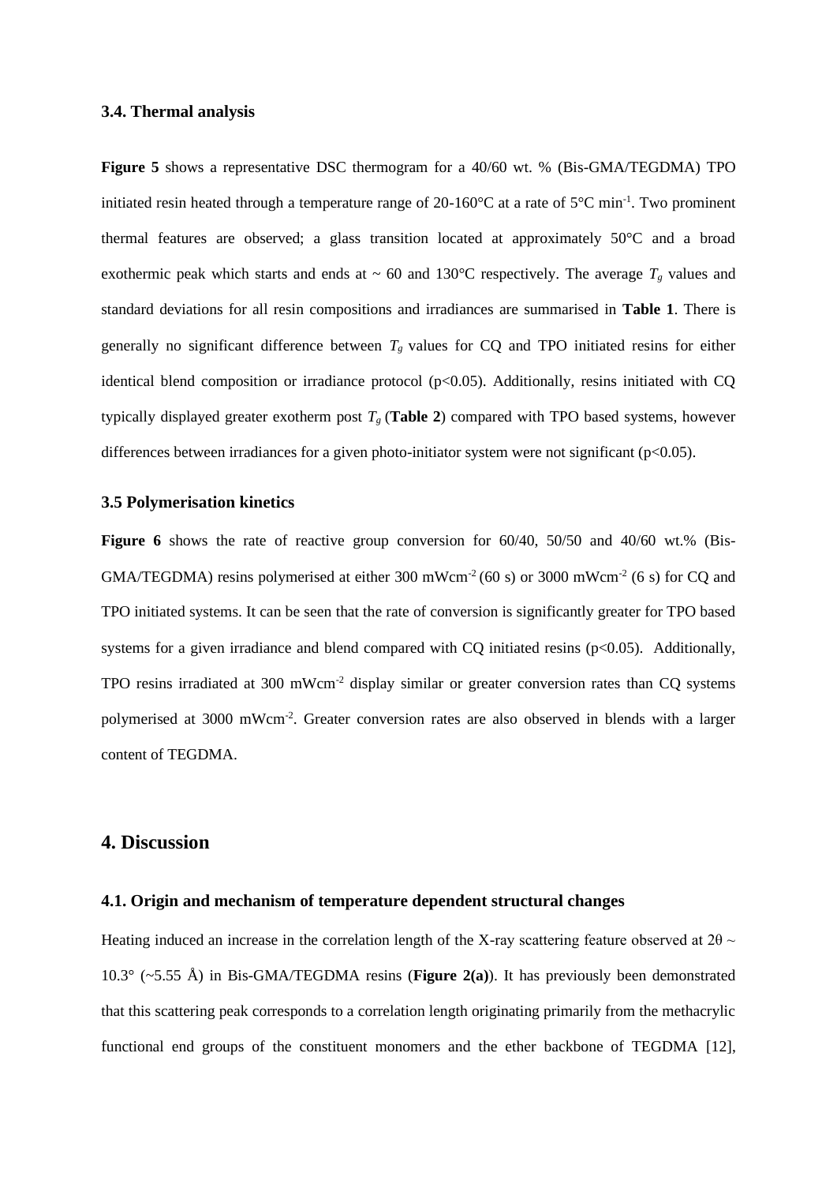### 3.4. Thermal analysis

**Figure 5** shows a representative DSC thermogram for a 40/60 wt. % (Bis-GMA/TEGDMA) TPO initiated resin heated through a temperature range of 20-160°C at a rate of 5°C min$^{-1}$. Two prominent thermal features are observed; a glass transition located at approximately 50°C and a broad exothermic peak which starts and ends at ~ 60 and 130°C respectively. The average $T_g$ values and standard deviations for all resin compositions and irradiances are summarised in **Table 1**. There is generally no significant difference between $T_g$ values for CQ and TPO initiated resins for either identical blend composition or irradiance protocol ($p<0.05$). Additionally, resins initiated with CQ typically displayed greater exotherm post $T_g$ (**Table 2**) compared with TPO based systems, however differences between irradiances for a given photo-initiator system were not significant ($p<0.05$).

### 3.5 Polymerisation kinetics

**Figure 6** shows the rate of reactive group conversion for 60/40, 50/50 and 40/60 wt.% (Bis-GMA/TEGDMA) resins polymerised at either 300 mWcm$^{-2}$ (60 s) or 3000 mWcm$^{-2}$ (6 s) for CQ and TPO initiated systems. It can be seen that the rate of conversion is significantly greater for TPO based systems for a given irradiance and blend compared with CQ initiated resins ($p<0.05$). Additionally, TPO resins irradiated at 300 mWcm$^{-2}$ display similar or greater conversion rates than CQ systems polymerised at 3000 mWcm$^{-2}$. Greater conversion rates are also observed in blends with a larger content of TEGDMA.

## 4. Discussion

### 4.1. Origin and mechanism of temperature dependent structural changes

Heating induced an increase in the correlation length of the X-ray scattering feature observed at $2\theta \sim 10.3°$ (~5.55 Å) in Bis-GMA/TEGDMA resins (**Figure 2(a)**). It has previously been demonstrated that this scattering peak corresponds to a correlation length originating primarily from the methacrylic functional end groups of the constituent monomers and the ether backbone of TEGDMA [12],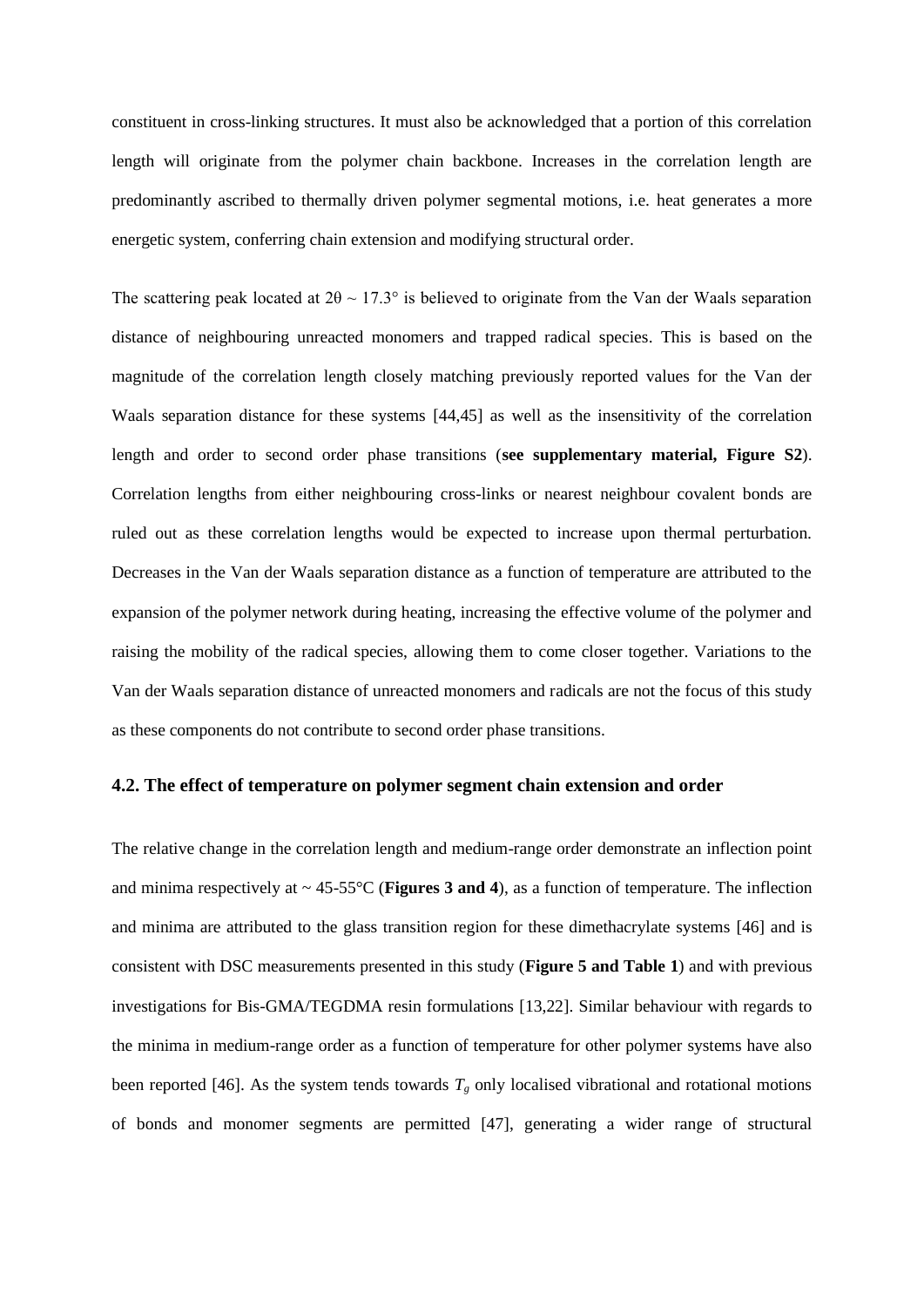constituent in cross-linking structures. It must also be acknowledged that a portion of this correlation length will originate from the polymer chain backbone. Increases in the correlation length are predominantly ascribed to thermally driven polymer segmental motions, i.e. heat generates a more energetic system, conferring chain extension and modifying structural order.

The scattering peak located at $2\theta \sim 17.3°$ is believed to originate from the Van der Waals separation distance of neighbouring unreacted monomers and trapped radical species. This is based on the magnitude of the correlation length closely matching previously reported values for the Van der Waals separation distance for these systems [44,45] as well as the insensitivity of the correlation length and order to second order phase transitions (**see supplementary material, Figure S2**). Correlation lengths from either neighbouring cross-links or nearest neighbour covalent bonds are ruled out as these correlation lengths would be expected to increase upon thermal perturbation. Decreases in the Van der Waals separation distance as a function of temperature are attributed to the expansion of the polymer network during heating, increasing the effective volume of the polymer and raising the mobility of the radical species, allowing them to come closer together. Variations to the Van der Waals separation distance of unreacted monomers and radicals are not the focus of this study as these components do not contribute to second order phase transitions.

### 4.2. The effect of temperature on polymer segment chain extension and order

The relative change in the correlation length and medium-range order demonstrate an inflection point and minima respectively at ~ 45-55°C (**Figures 3 and 4**), as a function of temperature. The inflection and minima are attributed to the glass transition region for these dimethacrylate systems [46] and is consistent with DSC measurements presented in this study (**Figure 5 and Table 1**) and with previous investigations for Bis-GMA/TEGDMA resin formulations [13,22]. Similar behaviour with regards to the minima in medium-range order as a function of temperature for other polymer systems have also been reported [46]. As the system tends towards $T_g$ only localised vibrational and rotational motions of bonds and monomer segments are permitted [47], generating a wider range of structural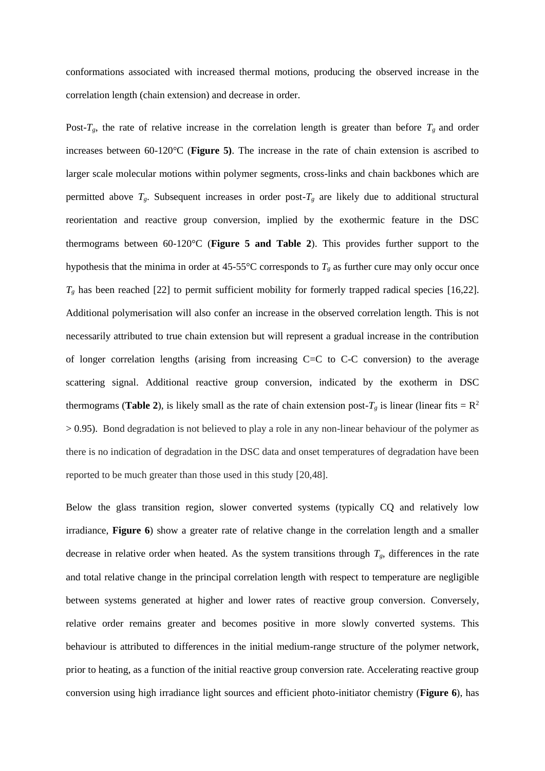conformations associated with increased thermal motions, producing the observed increase in the correlation length (chain extension) and decrease in order.

Post-$T_g$, the rate of relative increase in the correlation length is greater than before $T_g$ and order increases between 60-120°C (**Figure 5)**. The increase in the rate of chain extension is ascribed to larger scale molecular motions within polymer segments, cross-links and chain backbones which are permitted above $T_g$. Subsequent increases in order post-$T_g$ are likely due to additional structural reorientation and reactive group conversion, implied by the exothermic feature in the DSC thermograms between 60-120°C (**Figure 5 and Table 2**). This provides further support to the hypothesis that the minima in order at 45-55°C corresponds to $T_g$ as further cure may only occur once $T_g$ has been reached [22] to permit sufficient mobility for formerly trapped radical species [16,22]. Additional polymerisation will also confer an increase in the observed correlation length. This is not necessarily attributed to true chain extension but will represent a gradual increase in the contribution of longer correlation lengths (arising from increasing C=C to C-C conversion) to the average scattering signal. Additional reactive group conversion, indicated by the exotherm in DSC thermograms (**Table 2**), is likely small as the rate of chain extension post-$T_g$ is linear (linear fits = $R^2 > 0.95$). Bond degradation is not believed to play a role in any non-linear behaviour of the polymer as there is no indication of degradation in the DSC data and onset temperatures of degradation have been reported to be much greater than those used in this study [20,48].

Below the glass transition region, slower converted systems (typically CQ and relatively low irradiance, **Figure 6**) show a greater rate of relative change in the correlation length and a smaller decrease in relative order when heated. As the system transitions through $T_g$, differences in the rate and total relative change in the principal correlation length with respect to temperature are negligible between systems generated at higher and lower rates of reactive group conversion. Conversely, relative order remains greater and becomes positive in more slowly converted systems. This behaviour is attributed to differences in the initial medium-range structure of the polymer network, prior to heating, as a function of the initial reactive group conversion rate. Accelerating reactive group conversion using high irradiance light sources and efficient photo-initiator chemistry (**Figure 6**), has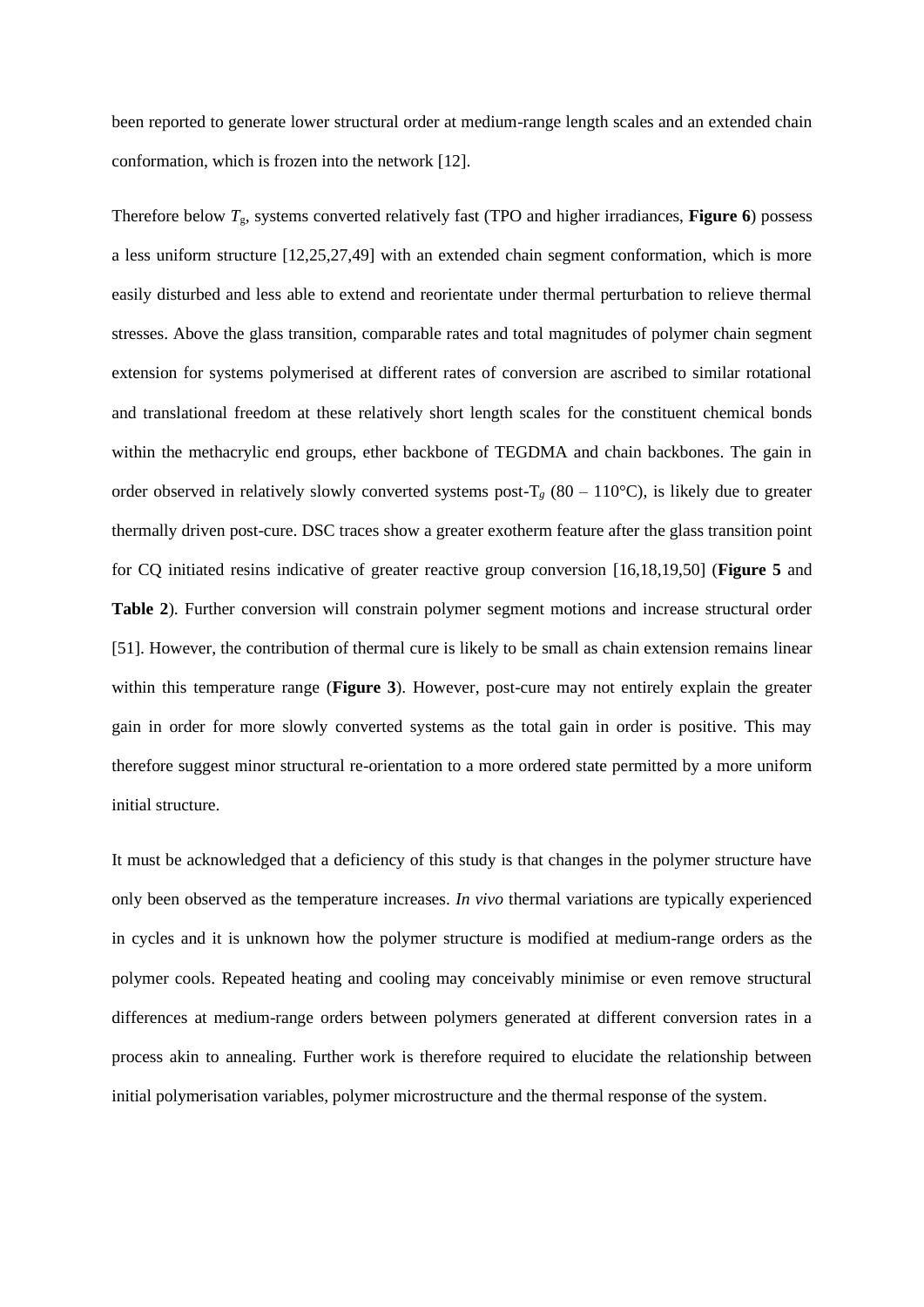been reported to generate lower structural order at medium-range length scales and an extended chain conformation, which is frozen into the network [12].

Therefore below $T_g$, systems converted relatively fast (TPO and higher irradiances, **Figure 6**) possess a less uniform structure [12,25,27,49] with an extended chain segment conformation, which is more easily disturbed and less able to extend and reorientate under thermal perturbation to relieve thermal stresses. Above the glass transition, comparable rates and total magnitudes of polymer chain segment extension for systems polymerised at different rates of conversion are ascribed to similar rotational and translational freedom at these relatively short length scales for the constituent chemical bonds within the methacrylic end groups, ether backbone of TEGDMA and chain backbones. The gain in order observed in relatively slowly converted systems post-$T_g$ (80 – 110°C), is likely due to greater thermally driven post-cure. DSC traces show a greater exotherm feature after the glass transition point for CQ initiated resins indicative of greater reactive group conversion [16,18,19,50] (**Figure 5** and **Table 2**). Further conversion will constrain polymer segment motions and increase structural order [51]. However, the contribution of thermal cure is likely to be small as chain extension remains linear within this temperature range (**Figure 3**). However, post-cure may not entirely explain the greater gain in order for more slowly converted systems as the total gain in order is positive. This may therefore suggest minor structural re-orientation to a more ordered state permitted by a more uniform initial structure.

It must be acknowledged that a deficiency of this study is that changes in the polymer structure have only been observed as the temperature increases. *In vivo* thermal variations are typically experienced in cycles and it is unknown how the polymer structure is modified at medium-range orders as the polymer cools. Repeated heating and cooling may conceivably minimise or even remove structural differences at medium-range orders between polymers generated at different conversion rates in a process akin to annealing. Further work is therefore required to elucidate the relationship between initial polymerisation variables, polymer microstructure and the thermal response of the system.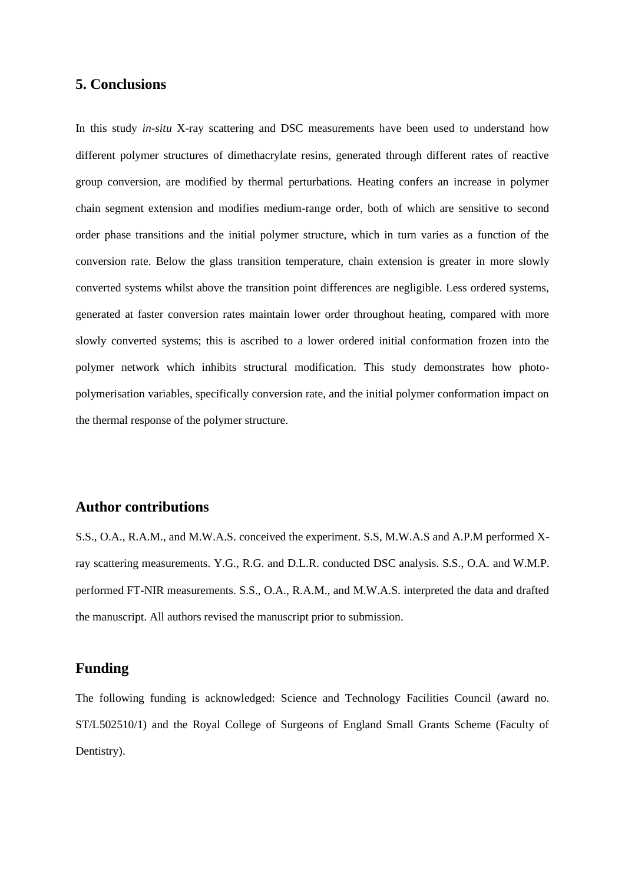## 5. Conclusions

In this study *in-situ* X-ray scattering and DSC measurements have been used to understand how different polymer structures of dimethacrylate resins, generated through different rates of reactive group conversion, are modified by thermal perturbations. Heating confers an increase in polymer chain segment extension and modifies medium-range order, both of which are sensitive to second order phase transitions and the initial polymer structure, which in turn varies as a function of the conversion rate. Below the glass transition temperature, chain extension is greater in more slowly converted systems whilst above the transition point differences are negligible. Less ordered systems, generated at faster conversion rates maintain lower order throughout heating, compared with more slowly converted systems; this is ascribed to a lower ordered initial conformation frozen into the polymer network which inhibits structural modification. This study demonstrates how photo-polymerisation variables, specifically conversion rate, and the initial polymer conformation impact on the thermal response of the polymer structure.

## Author contributions

S.S., O.A., R.A.M., and M.W.A.S. conceived the experiment. S.S, M.W.A.S and A.P.M performed X-ray scattering measurements. Y.G., R.G. and D.L.R. conducted DSC analysis. S.S., O.A. and W.M.P. performed FT-NIR measurements. S.S., O.A., R.A.M., and M.W.A.S. interpreted the data and drafted the manuscript. All authors revised the manuscript prior to submission.

## Funding

The following funding is acknowledged: Science and Technology Facilities Council (award no. ST/L502510/1) and the Royal College of Surgeons of England Small Grants Scheme (Faculty of Dentistry).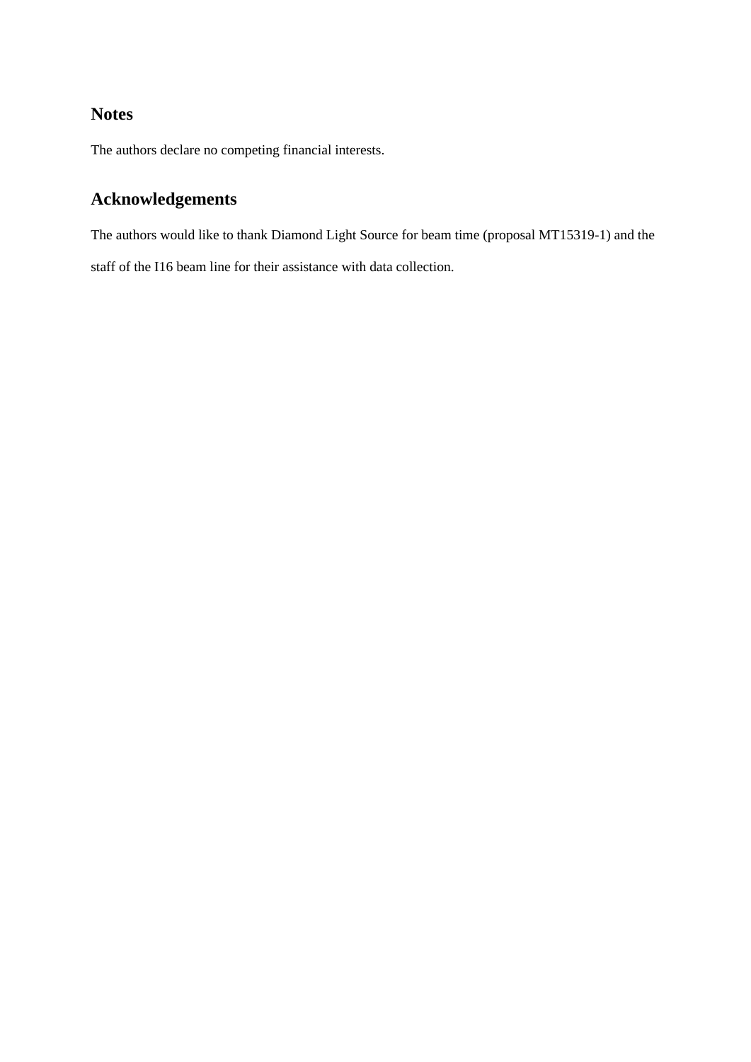## Notes

The authors declare no competing financial interests.

## Acknowledgements

The authors would like to thank Diamond Light Source for beam time (proposal MT15319-1) and the staff of the I16 beam line for their assistance with data collection.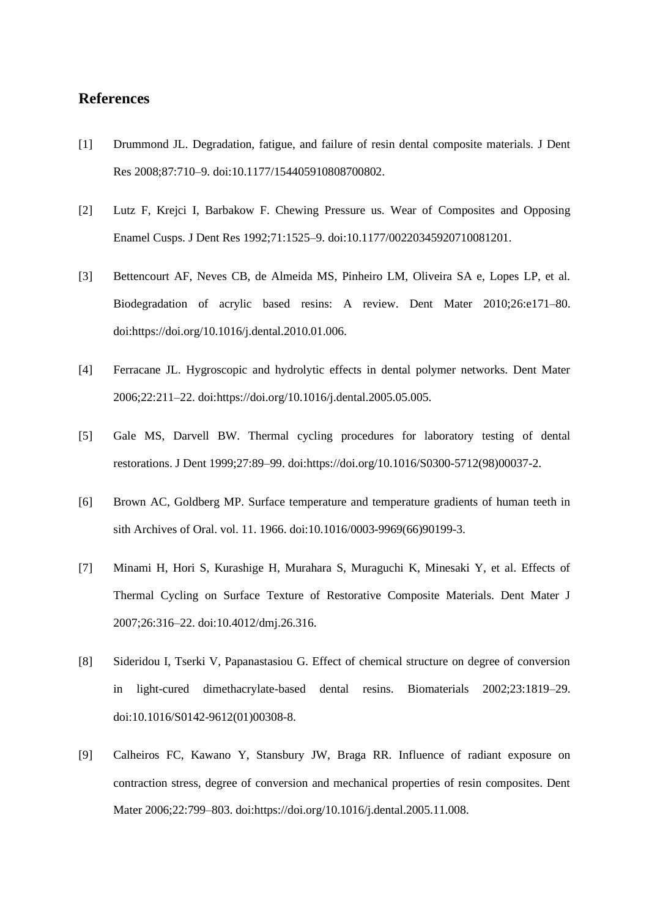## References

[1] Drummond JL. Degradation, fatigue, and failure of resin dental composite materials. J Dent Res 2008;87:710–9. doi:10.1177/154405910808700802.

[2] Lutz F, Krejci I, Barbakow F. Chewing Pressure us. Wear of Composites and Opposing Enamel Cusps. J Dent Res 1992;71:1525–9. doi:10.1177/00220345920710081201.

[3] Bettencourt AF, Neves CB, de Almeida MS, Pinheiro LM, Oliveira SA e, Lopes LP, et al. Biodegradation of acrylic based resins: A review. Dent Mater 2010;26:e171–80. doi:https://doi.org/10.1016/j.dental.2010.01.006.

[4] Ferracane JL. Hygroscopic and hydrolytic effects in dental polymer networks. Dent Mater 2006;22:211–22. doi:https://doi.org/10.1016/j.dental.2005.05.005.

[5] Gale MS, Darvell BW. Thermal cycling procedures for laboratory testing of dental restorations. J Dent 1999;27:89–99. doi:https://doi.org/10.1016/S0300-5712(98)00037-2.

[6] Brown AC, Goldberg MP. Surface temperature and temperature gradients of human teeth in sith Archives of Oral. vol. 11. 1966. doi:10.1016/0003-9969(66)90199-3.

[7] Minami H, Hori S, Kurashige H, Murahara S, Muraguchi K, Minesaki Y, et al. Effects of Thermal Cycling on Surface Texture of Restorative Composite Materials. Dent Mater J 2007;26:316–22. doi:10.4012/dmj.26.316.

[8] Sideridou I, Tserki V, Papanastasiou G. Effect of chemical structure on degree of conversion in light-cured dimethacrylate-based dental resins. Biomaterials 2002;23:1819–29. doi:10.1016/S0142-9612(01)00308-8.

[9] Calheiros FC, Kawano Y, Stansbury JW, Braga RR. Influence of radiant exposure on contraction stress, degree of conversion and mechanical properties of resin composites. Dent Mater 2006;22:799–803. doi:https://doi.org/10.1016/j.dental.2005.11.008.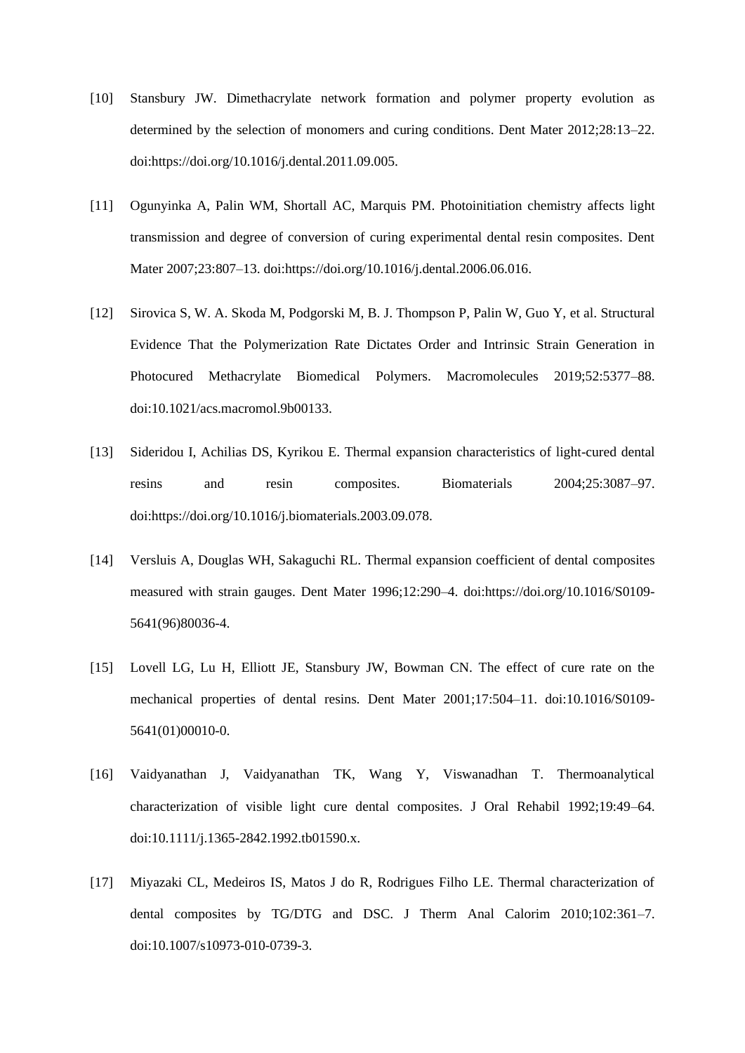[10] Stansbury JW. Dimethacrylate network formation and polymer property evolution as determined by the selection of monomers and curing conditions. Dent Mater 2012;28:13–22. doi:https://doi.org/10.1016/j.dental.2011.09.005.

[11] Ogunyinka A, Palin WM, Shortall AC, Marquis PM. Photoinitiation chemistry affects light transmission and degree of conversion of curing experimental dental resin composites. Dent Mater 2007;23:807–13. doi:https://doi.org/10.1016/j.dental.2006.06.016.

[12] Sirovica S, W. A. Skoda M, Podgorski M, B. J. Thompson P, Palin W, Guo Y, et al. Structural Evidence That the Polymerization Rate Dictates Order and Intrinsic Strain Generation in Photocured Methacrylate Biomedical Polymers. Macromolecules 2019;52:5377–88. doi:10.1021/acs.macromol.9b00133.

[13] Sideridou I, Achilias DS, Kyrikou E. Thermal expansion characteristics of light-cured dental resins and resin composites. Biomaterials 2004;25:3087–97. doi:https://doi.org/10.1016/j.biomaterials.2003.09.078.

[14] Versluis A, Douglas WH, Sakaguchi RL. Thermal expansion coefficient of dental composites measured with strain gauges. Dent Mater 1996;12:290–4. doi:https://doi.org/10.1016/S0109-5641(96)80036-4.

[15] Lovell LG, Lu H, Elliott JE, Stansbury JW, Bowman CN. The effect of cure rate on the mechanical properties of dental resins. Dent Mater 2001;17:504–11. doi:10.1016/S0109-5641(01)00010-0.

[16] Vaidyanathan J, Vaidyanathan TK, Wang Y, Viswanadhan T. Thermoanalytical characterization of visible light cure dental composites. J Oral Rehabil 1992;19:49–64. doi:10.1111/j.1365-2842.1992.tb01590.x.

[17] Miyazaki CL, Medeiros IS, Matos J do R, Rodrigues Filho LE. Thermal characterization of dental composites by TG/DTG and DSC. J Therm Anal Calorim 2010;102:361–7. doi:10.1007/s10973-010-0739-3.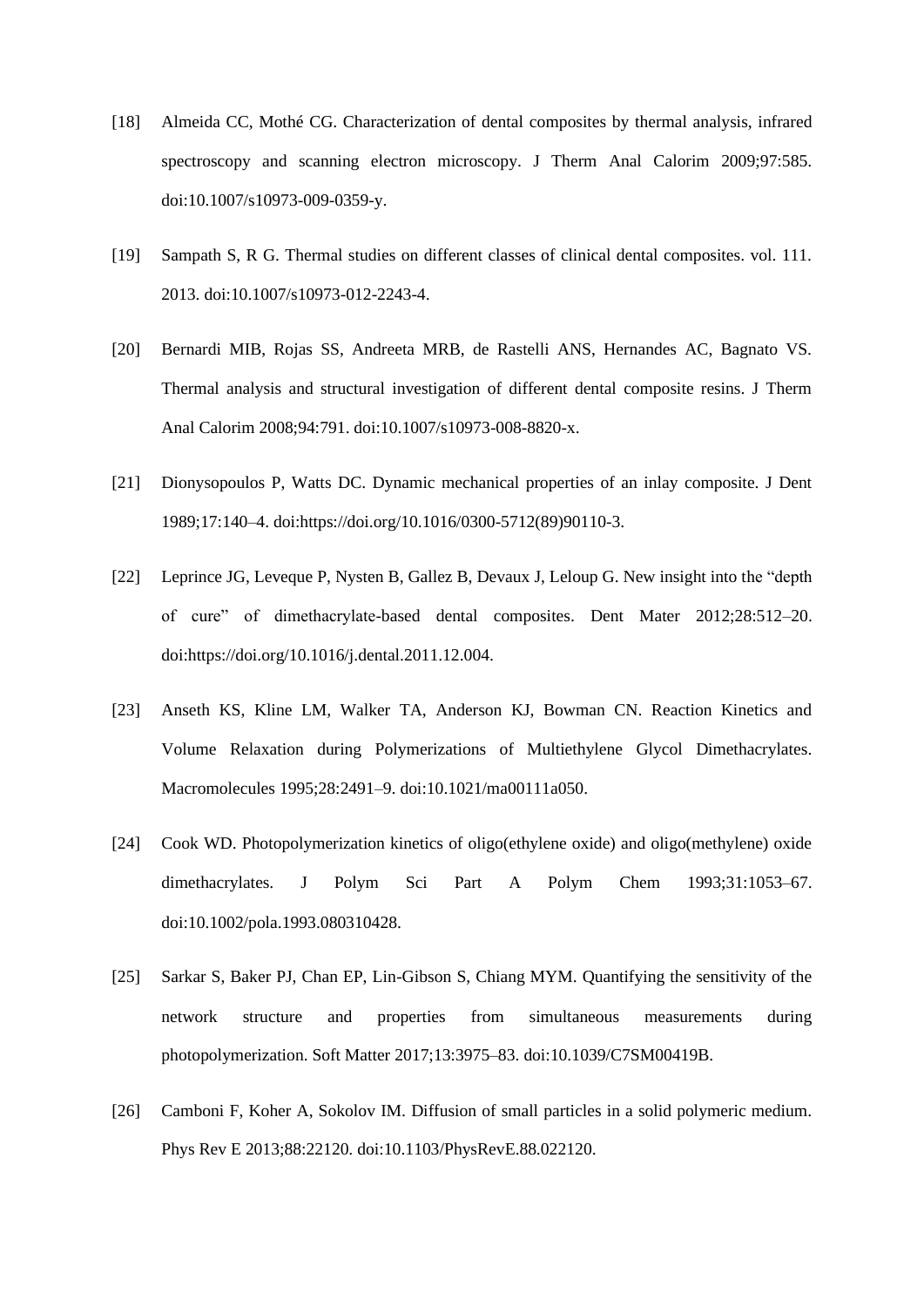[18] Almeida CC, Mothé CG. Characterization of dental composites by thermal analysis, infrared spectroscopy and scanning electron microscopy. J Therm Anal Calorim 2009;97:585. doi:10.1007/s10973-009-0359-y.

[19] Sampath S, R G. Thermal studies on different classes of clinical dental composites. vol. 111. 2013. doi:10.1007/s10973-012-2243-4.

[20] Bernardi MIB, Rojas SS, Andreeta MRB, de Rastelli ANS, Hernandes AC, Bagnato VS. Thermal analysis and structural investigation of different dental composite resins. J Therm Anal Calorim 2008;94:791. doi:10.1007/s10973-008-8820-x.

[21] Dionysopoulos P, Watts DC. Dynamic mechanical properties of an inlay composite. J Dent 1989;17:140–4. doi:https://doi.org/10.1016/0300-5712(89)90110-3.

[22] Leprince JG, Leveque P, Nysten B, Gallez B, Devaux J, Leloup G. New insight into the "depth of cure" of dimethacrylate-based dental composites. Dent Mater 2012;28:512–20. doi:https://doi.org/10.1016/j.dental.2011.12.004.

[23] Anseth KS, Kline LM, Walker TA, Anderson KJ, Bowman CN. Reaction Kinetics and Volume Relaxation during Polymerizations of Multiethylene Glycol Dimethacrylates. Macromolecules 1995;28:2491–9. doi:10.1021/ma00111a050.

[24] Cook WD. Photopolymerization kinetics of oligo(ethylene oxide) and oligo(methylene) oxide dimethacrylates. J Polym Sci Part A Polym Chem 1993;31:1053–67. doi:10.1002/pola.1993.080310428.

[25] Sarkar S, Baker PJ, Chan EP, Lin-Gibson S, Chiang MYM. Quantifying the sensitivity of the network structure and properties from simultaneous measurements during photopolymerization. Soft Matter 2017;13:3975–83. doi:10.1039/C7SM00419B.

[26] Camboni F, Koher A, Sokolov IM. Diffusion of small particles in a solid polymeric medium. Phys Rev E 2013;88:22120. doi:10.1103/PhysRevE.88.022120.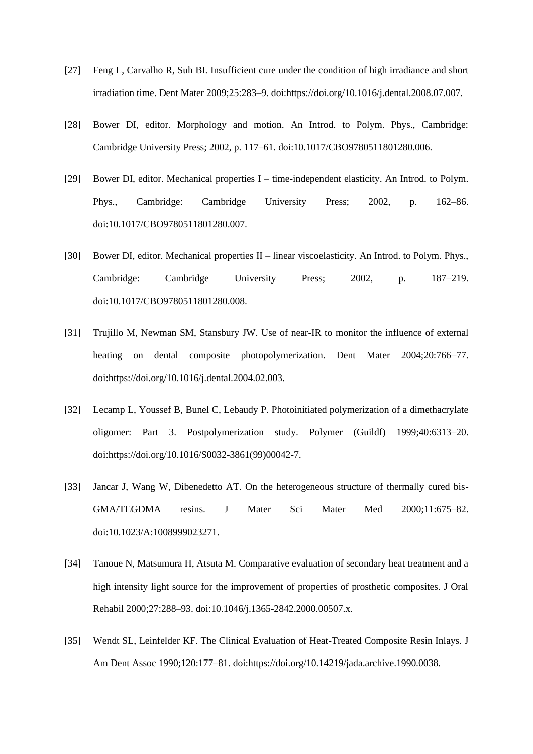[27] Feng L, Carvalho R, Suh BI. Insufficient cure under the condition of high irradiance and short irradiation time. Dent Mater 2009;25:283–9. doi:https://doi.org/10.1016/j.dental.2008.07.007.

[28] Bower DI, editor. Morphology and motion. An Introd. to Polym. Phys., Cambridge: Cambridge University Press; 2002, p. 117–61. doi:10.1017/CBO9780511801280.006.

[29] Bower DI, editor. Mechanical properties I – time-independent elasticity. An Introd. to Polym. Phys., Cambridge: Cambridge University Press; 2002, p. 162–86. doi:10.1017/CBO9780511801280.007.

[30] Bower DI, editor. Mechanical properties II – linear viscoelasticity. An Introd. to Polym. Phys., Cambridge: Cambridge University Press; 2002, p. 187–219. doi:10.1017/CBO9780511801280.008.

[31] Trujillo M, Newman SM, Stansbury JW. Use of near-IR to monitor the influence of external heating on dental composite photopolymerization. Dent Mater 2004;20:766–77. doi:https://doi.org/10.1016/j.dental.2004.02.003.

[32] Lecamp L, Youssef B, Bunel C, Lebaudy P. Photoinitiated polymerization of a dimethacrylate oligomer: Part 3. Postpolymerization study. Polymer (Guildf) 1999;40:6313–20. doi:https://doi.org/10.1016/S0032-3861(99)00042-7.

[33] Jancar J, Wang W, Dibenedetto AT. On the heterogeneous structure of thermally cured bis-GMA/TEGDMA resins. J Mater Sci Mater Med 2000;11:675–82. doi:10.1023/A:1008999023271.

[34] Tanoue N, Matsumura H, Atsuta M. Comparative evaluation of secondary heat treatment and a high intensity light source for the improvement of properties of prosthetic composites. J Oral Rehabil 2000;27:288–93. doi:10.1046/j.1365-2842.2000.00507.x.

[35] Wendt SL, Leinfelder KF. The Clinical Evaluation of Heat-Treated Composite Resin Inlays. J Am Dent Assoc 1990;120:177–81. doi:https://doi.org/10.14219/jada.archive.1990.0038.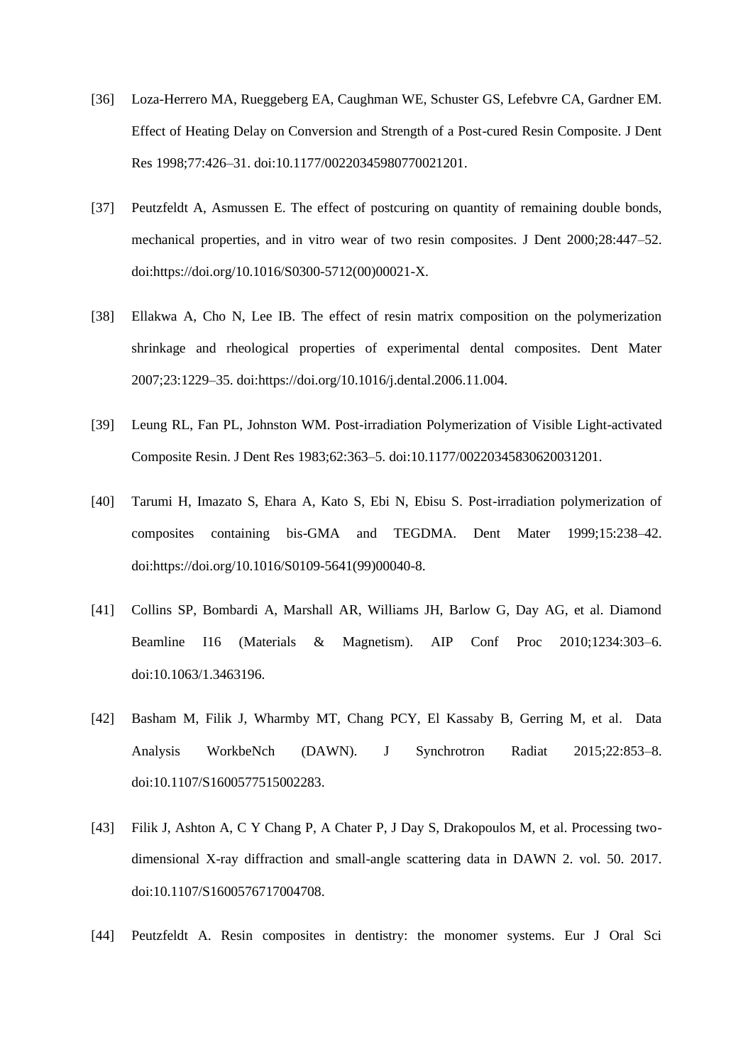[36] Loza-Herrero MA, Rueggeberg EA, Caughman WE, Schuster GS, Lefebvre CA, Gardner EM. Effect of Heating Delay on Conversion and Strength of a Post-cured Resin Composite. J Dent Res 1998;77:426–31. doi:10.1177/00220345980770021201.

[37] Peutzfeldt A, Asmussen E. The effect of postcuring on quantity of remaining double bonds, mechanical properties, and in vitro wear of two resin composites. J Dent 2000;28:447–52. doi:https://doi.org/10.1016/S0300-5712(00)00021-X.

[38] Ellakwa A, Cho N, Lee IB. The effect of resin matrix composition on the polymerization shrinkage and rheological properties of experimental dental composites. Dent Mater 2007;23:1229–35. doi:https://doi.org/10.1016/j.dental.2006.11.004.

[39] Leung RL, Fan PL, Johnston WM. Post-irradiation Polymerization of Visible Light-activated Composite Resin. J Dent Res 1983;62:363–5. doi:10.1177/00220345830620031201.

[40] Tarumi H, Imazato S, Ehara A, Kato S, Ebi N, Ebisu S. Post-irradiation polymerization of composites containing bis-GMA and TEGDMA. Dent Mater 1999;15:238–42. doi:https://doi.org/10.1016/S0109-5641(99)00040-8.

[41] Collins SP, Bombardi A, Marshall AR, Williams JH, Barlow G, Day AG, et al. Diamond Beamline I16 (Materials & Magnetism). AIP Conf Proc 2010;1234:303–6. doi:10.1063/1.3463196.

[42] Basham M, Filik J, Wharmby MT, Chang PCY, El Kassaby B, Gerring M, et al. Data Analysis WorkbeNch (DAWN). J Synchrotron Radiat 2015;22:853–8. doi:10.1107/S1600577515002283.

[43] Filik J, Ashton A, C Y Chang P, A Chater P, J Day S, Drakopoulos M, et al. Processing two-dimensional X-ray diffraction and small-angle scattering data in DAWN 2. vol. 50. 2017. doi:10.1107/S1600576717004708.

[44] Peutzfeldt A. Resin composites in dentistry: the monomer systems. Eur J Oral Sci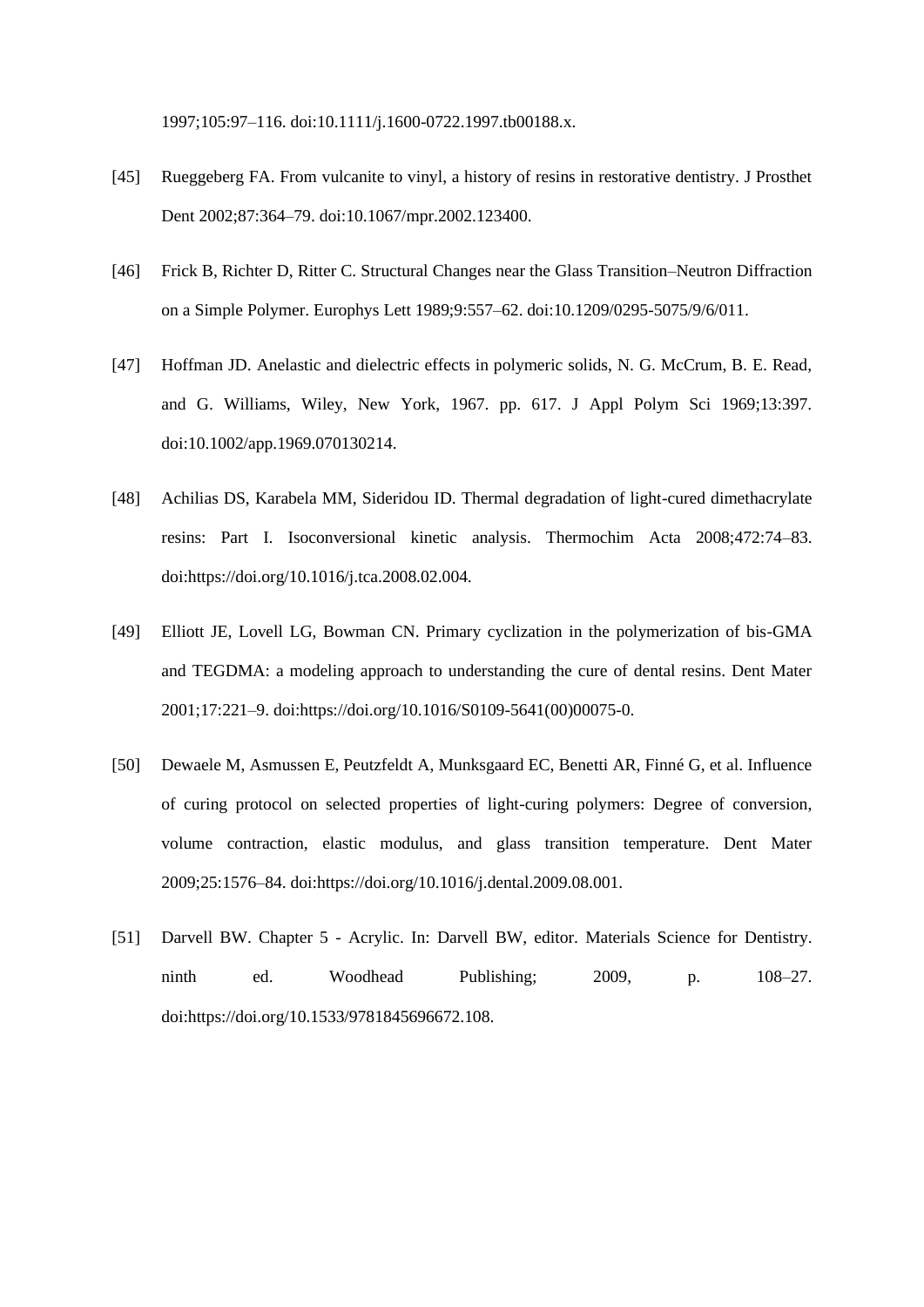1997;105:97–116. doi:10.1111/j.1600-0722.1997.tb00188.x.

[45] Rueggeberg FA. From vulcanite to vinyl, a history of resins in restorative dentistry. J Prosthet Dent 2002;87:364–79. doi:10.1067/mpr.2002.123400.

[46] Frick B, Richter D, Ritter C. Structural Changes near the Glass Transition–Neutron Diffraction on a Simple Polymer. Europhys Lett 1989;9:557–62. doi:10.1209/0295-5075/9/6/011.

[47] Hoffman JD. Anelastic and dielectric effects in polymeric solids, N. G. McCrum, B. E. Read, and G. Williams, Wiley, New York, 1967. pp. 617. J Appl Polym Sci 1969;13:397. doi:10.1002/app.1969.070130214.

[48] Achilias DS, Karabela MM, Sideridou ID. Thermal degradation of light-cured dimethacrylate resins: Part I. Isoconversional kinetic analysis. Thermochim Acta 2008;472:74–83. doi:https://doi.org/10.1016/j.tca.2008.02.004.

[49] Elliott JE, Lovell LG, Bowman CN. Primary cyclization in the polymerization of bis-GMA and TEGDMA: a modeling approach to understanding the cure of dental resins. Dent Mater 2001;17:221–9. doi:https://doi.org/10.1016/S0109-5641(00)00075-0.

[50] Dewaele M, Asmussen E, Peutzfeldt A, Munksgaard EC, Benetti AR, Finné G, et al. Influence of curing protocol on selected properties of light-curing polymers: Degree of conversion, volume contraction, elastic modulus, and glass transition temperature. Dent Mater 2009;25:1576–84. doi:https://doi.org/10.1016/j.dental.2009.08.001.

[51] Darvell BW. Chapter 5 - Acrylic. In: Darvell BW, editor. Materials Science for Dentistry. ninth ed. Woodhead Publishing; 2009, p. 108–27. doi:https://doi.org/10.1533/9781845696672.108.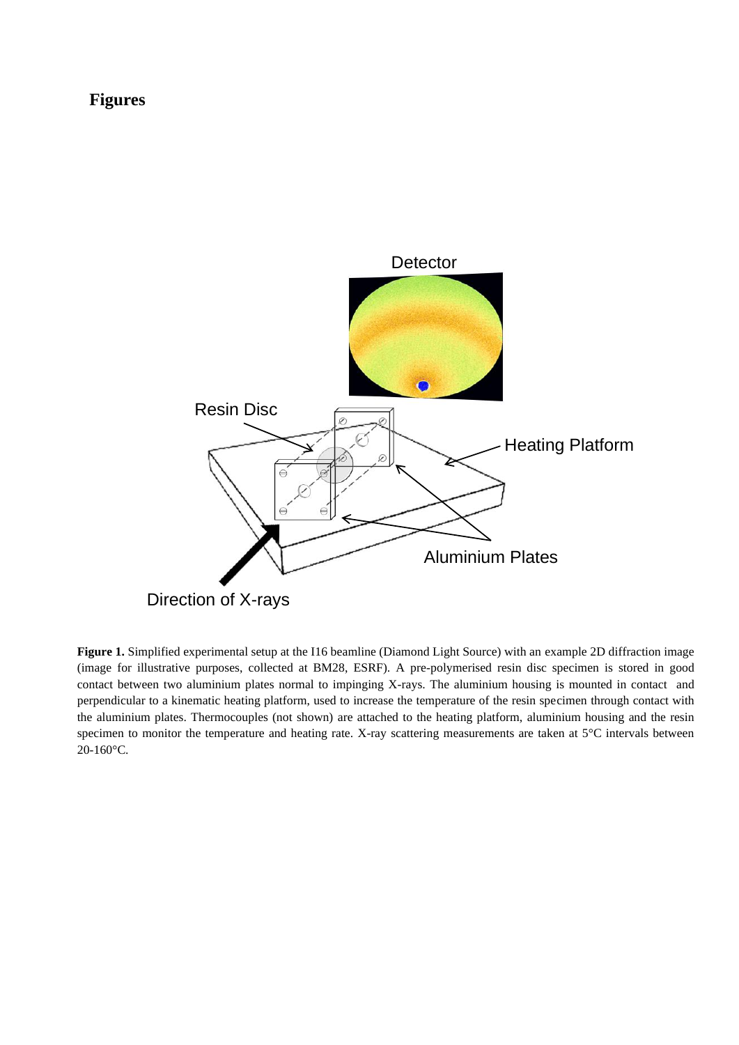# Figures

Figure 1. Simplified experimental setup at the I16 beamline (Diamond Light Source) with an example 2D diffraction image (image for illustrative purposes, collected at BM28, ESRF). A pre-polymerised resin disc specimen is stored in good contact between two aluminium plates normal to impinging X-rays. The aluminium housing is mounted in contact and perpendicular to a kinematic heating platform, used to increase the temperature of the resin specimen through contact with the aluminium plates. Thermocouples (not shown) are attached to the heating platform, aluminium housing and the resin specimen to monitor the temperature and heating rate. X-ray scattering measurements are taken at 5°C intervals between 20-160°C.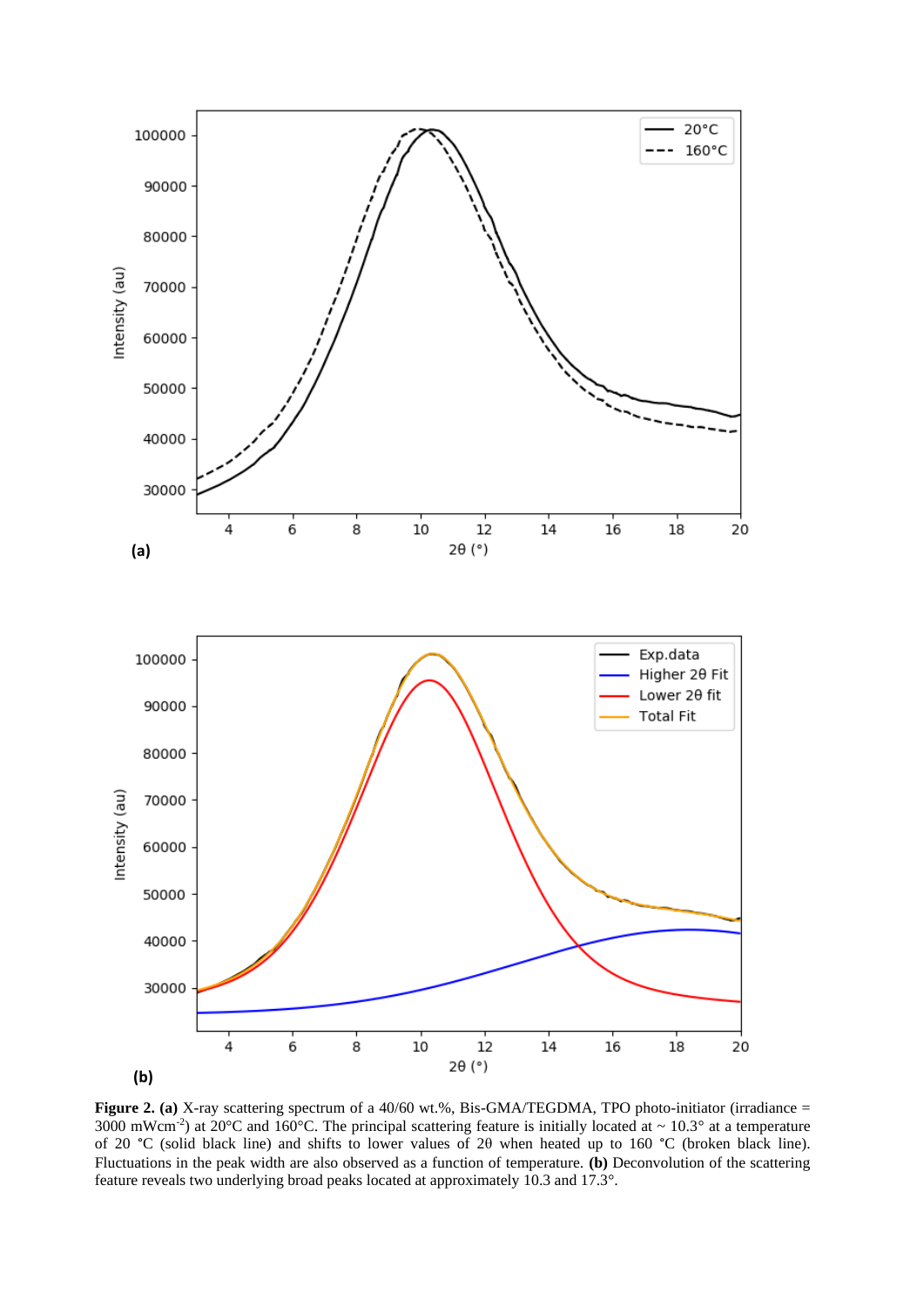**Figure 2.** **(a)** X-ray scattering spectrum of a 40/60 wt.%, Bis-GMA/TEGDMA, TPO photo-initiator (irradiance = 3000 mWcm$^{-2}$) at 20°C and 160°C. The principal scattering feature is initially located at ~ 10.3° at a temperature of 20 °C (solid black line) and shifts to lower values of 2θ when heated up to 160 °C (broken black line). Fluctuations in the peak width are also observed as a function of temperature. **(b)** Deconvolution of the scattering feature reveals two underlying broad peaks located at approximately 10.3 and 17.3°.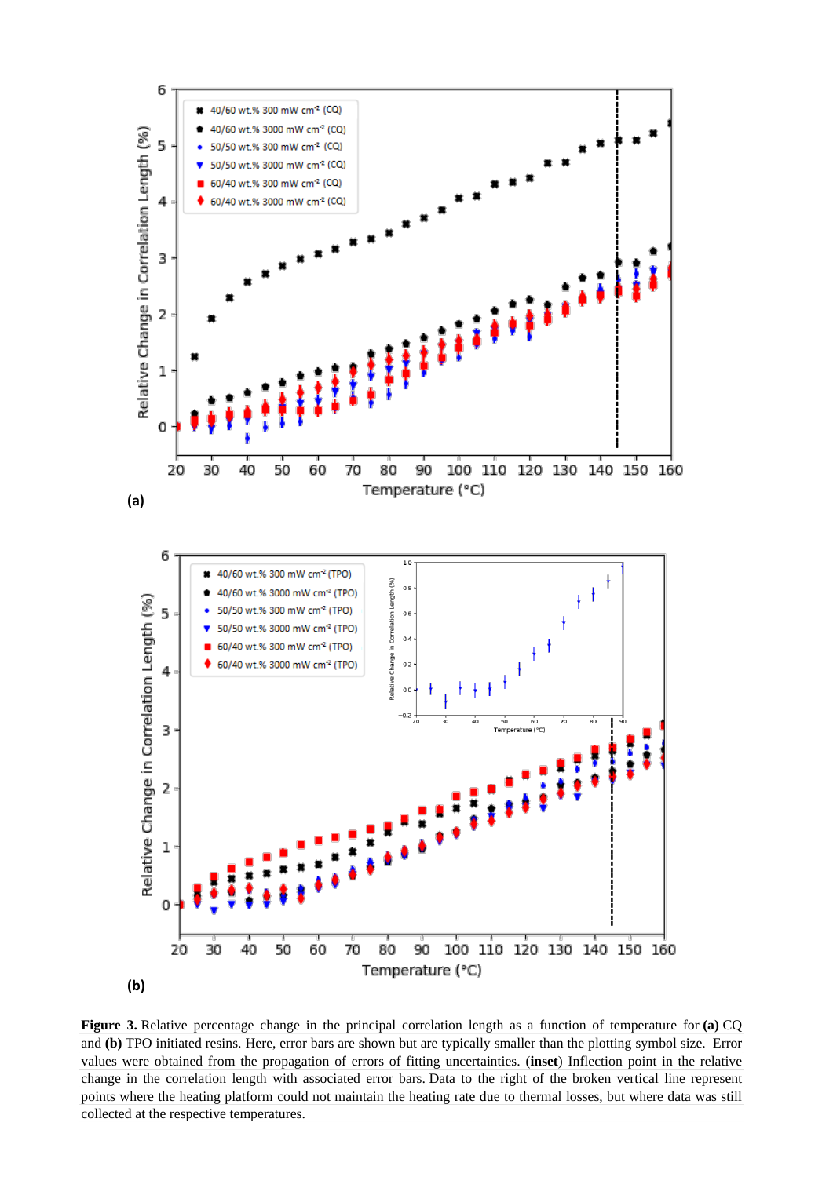**Figure 3.** Relative percentage change in the principal correlation length as a function of temperature for **(a)** CQ and **(b)** TPO initiated resins. Here, error bars are shown but are typically smaller than the plotting symbol size. Error values were obtained from the propagation of errors of fitting uncertainties. (**inset**) Inflection point in the relative change in the correlation length with associated error bars. Data to the right of the broken vertical line represent points where the heating platform could not maintain the heating rate due to thermal losses, but where data was still collected at the respective temperatures.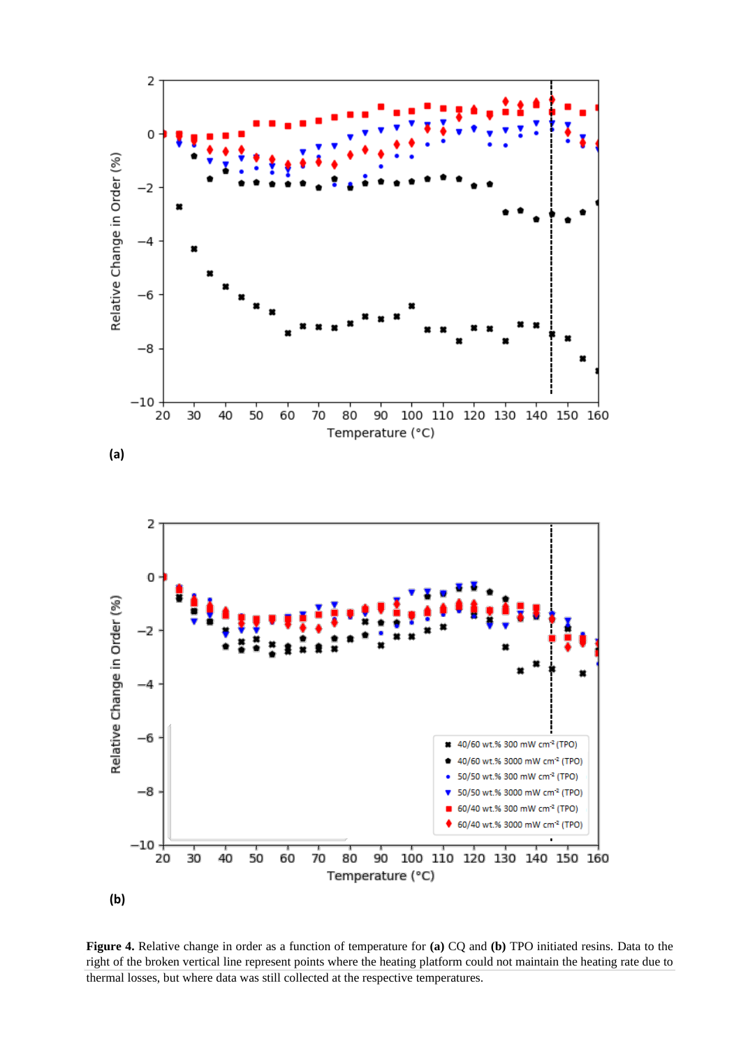**Figure 4.** Relative change in order as a function of temperature for **(a)** CQ and **(b)** TPO initiated resins. Data to the right of the broken vertical line represent points where the heating platform could not maintain the heating rate due to thermal losses, but where data was still collected at the respective temperatures.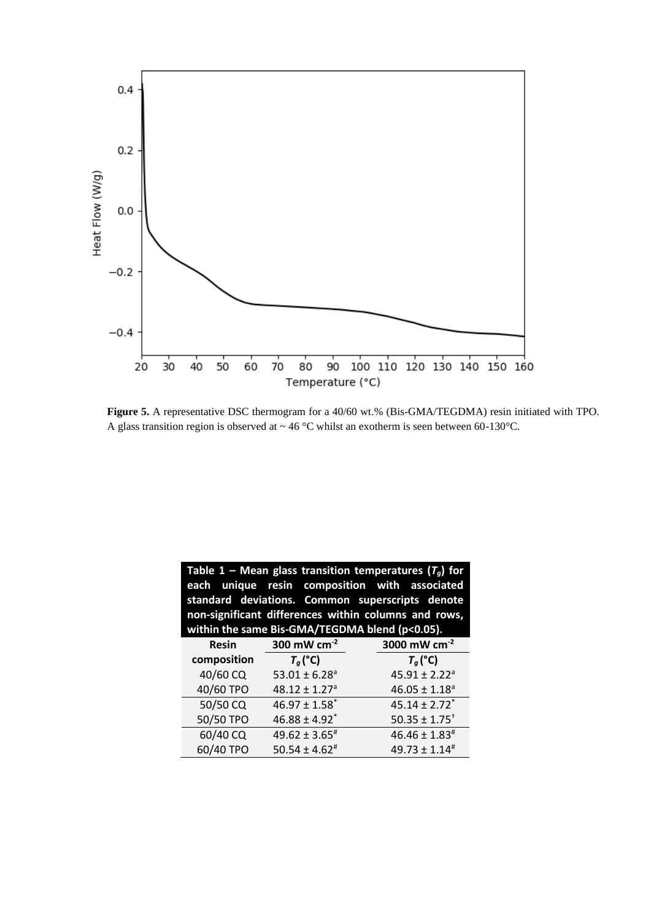**Figure 5.** A representative DSC thermogram for a 40/60 wt.% (Bis-GMA/TEGDMA) resin initiated with TPO. A glass transition region is observed at ~ 46 °C whilst an exotherm is seen between 60-130°C.

**Table 1 – Mean glass transition temperatures ($T_g$) for each unique resin composition with associated standard deviations. Common superscripts denote non-significant differences within columns and rows, within the same Bis-GMA/TEGDMA blend ($p<0.05$).**

| Resin composition | 300 mW cm$^{-2}$ $T_g$ (°C) | 3000 mW cm$^{-2}$ $T_g$ (°C) |
|---|---|---|
| 40/60 CQ | $53.01 \pm 6.28^{a}$ | $45.91 \pm 2.22^{a}$ |
| 40/60 TPO | $48.12 \pm 1.27^{a}$ | $46.05 \pm 1.18^{a}$ |
| 50/50 CQ | $46.97 \pm 1.58^{*}$ | $45.14 \pm 2.72^{*}$ |
| 50/50 TPO | $46.88 \pm 4.92^{*}$ | $50.35 \pm 1.75^{\dagger}$ |
| 60/40 CQ | $49.62 \pm 3.65^{\#}$ | $46.46 \pm 1.83^{\#}$ |
| 60/40 TPO | $50.54 \pm 4.62^{\#}$ | $49.73 \pm 1.14^{\#}$ |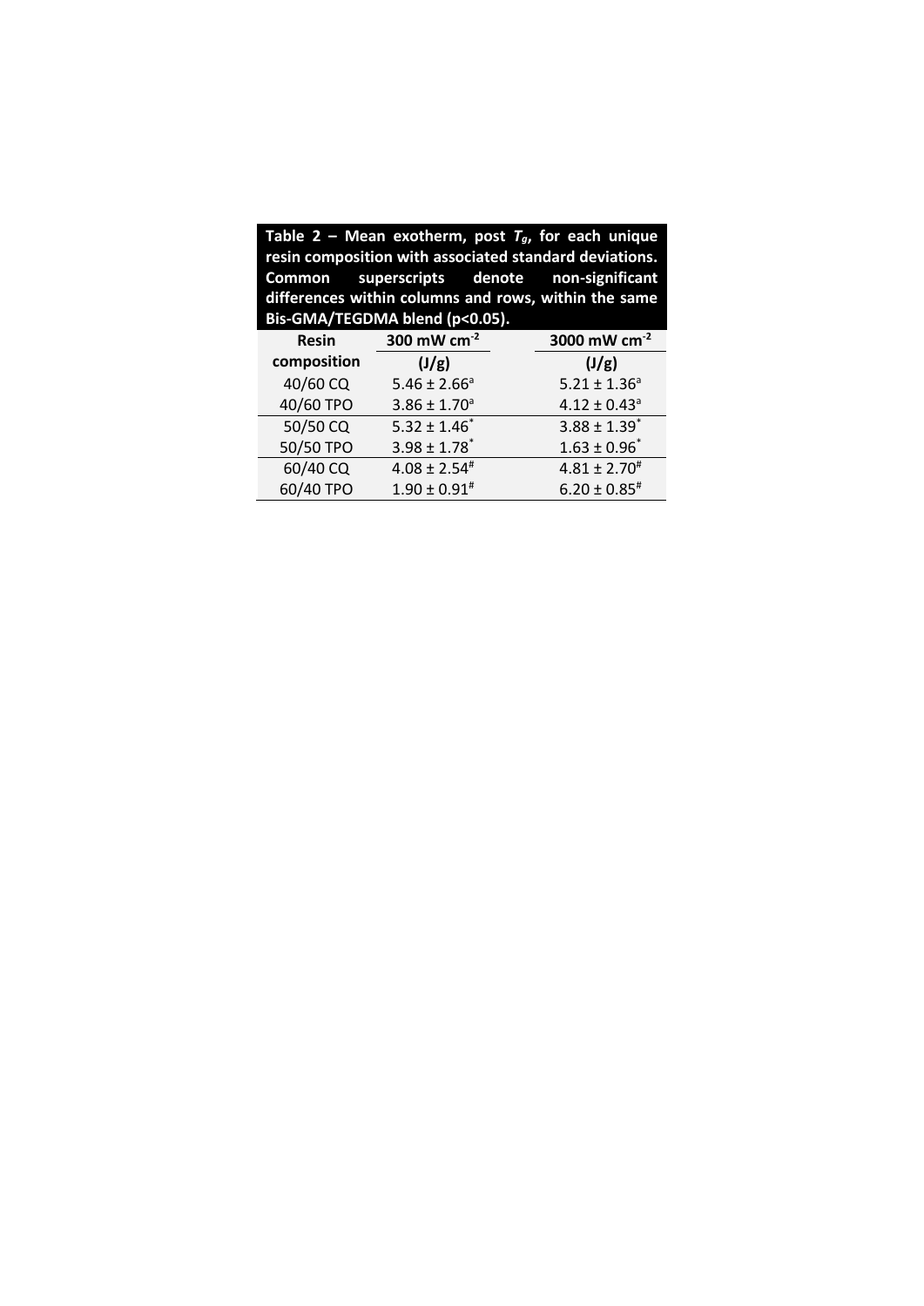**Table 2 – Mean exotherm, post $T_g$, for each unique resin composition with associated standard deviations. Common superscripts denote non-significant differences within columns and rows, within the same Bis-GMA/TEGDMA blend ($p<0.05$).**

| Resin composition | 300 mW cm$^{-2}$ (J/g) | 3000 mW cm$^{-2}$ (J/g) |
|---|---|---|
| 40/60 CQ | 5.46 ± 2.66$^{a}$ | 5.21 ± 1.36$^{a}$ |
| 40/60 TPO | 3.86 ± 1.70$^{a}$ | 4.12 ± 0.43$^{a}$ |
| 50/50 CQ | 5.32 ± 1.46$^{*}$ | 3.88 ± 1.39$^{*}$ |
| 50/50 TPO | 3.98 ± 1.78$^{*}$ | 1.63 ± 0.96$^{*}$ |
| 60/40 CQ | 4.08 ± 2.54$^{\#}$ | 4.81 ± 2.70$^{\#}$ |
| 60/40 TPO | 1.90 ± 0.91$^{\#}$ | 6.20 ± 0.85$^{\#}$ |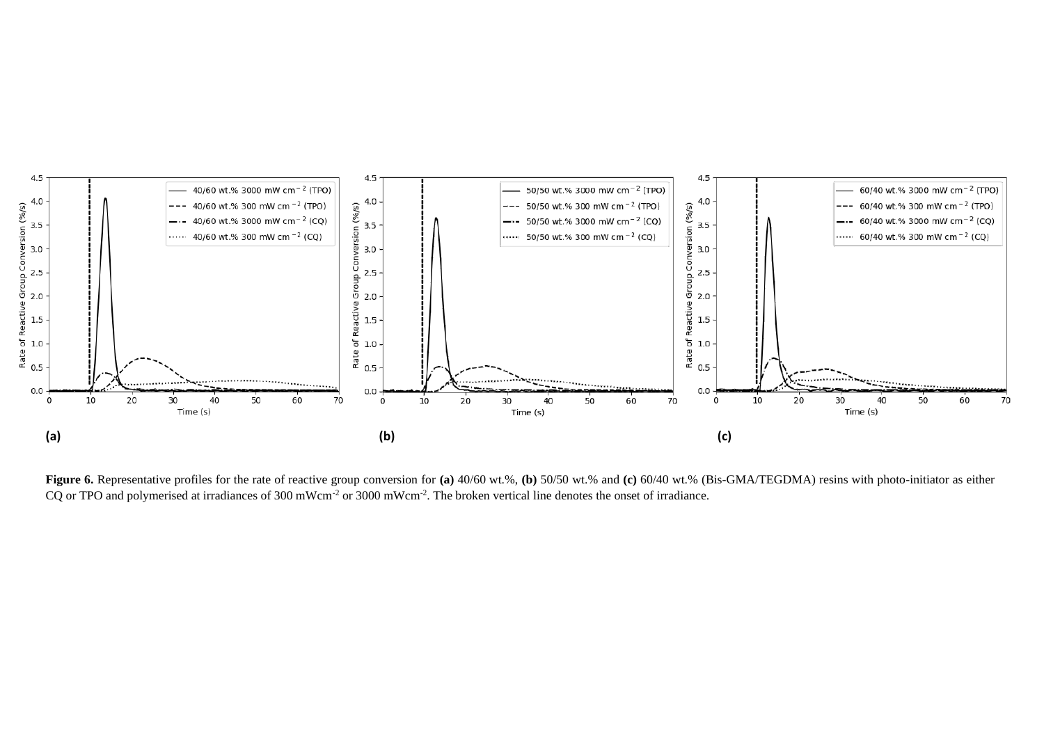**Figure 6.** Representative profiles for the rate of reactive group conversion for **(a)** 40/60 wt.%, **(b)** 50/50 wt.% and **(c)** 60/40 wt.% (Bis-GMA/TEGDMA) resins with photo-initiator as either CQ or TPO and polymerised at irradiances of 300 $mWcm^{-2}$ or 3000 $mWcm^{-2}$. The broken vertical line denotes the onset of irradiance.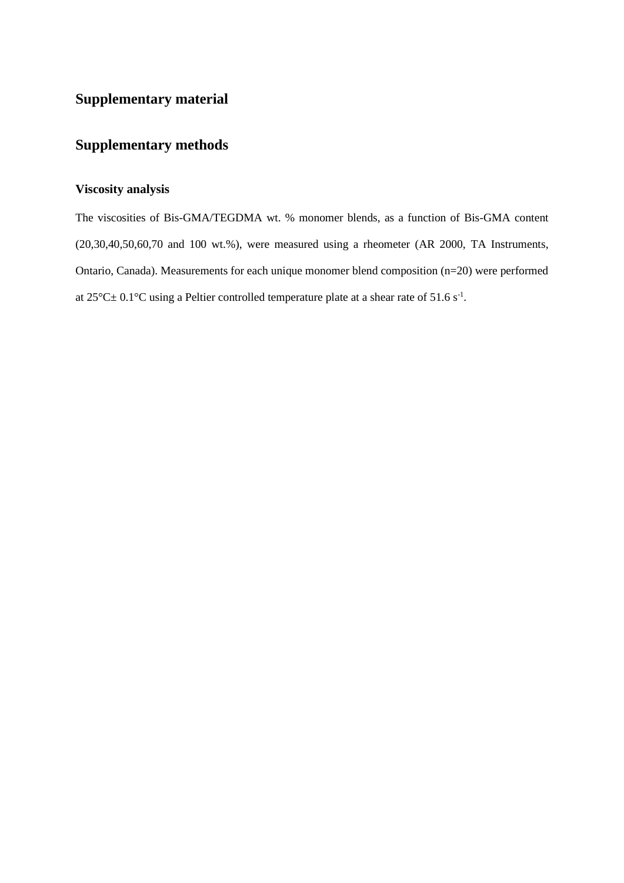# Supplementary material

# Supplementary methods

### Viscosity analysis

The viscosities of Bis-GMA/TEGDMA wt. % monomer blends, as a function of Bis-GMA content (20,30,40,50,60,70 and 100 wt.%), were measured using a rheometer (AR 2000, TA Instruments, Ontario, Canada). Measurements for each unique monomer blend composition (n=20) were performed at 25°C± 0.1°C using a Peltier controlled temperature plate at a shear rate of 51.6 $s^{-1}$.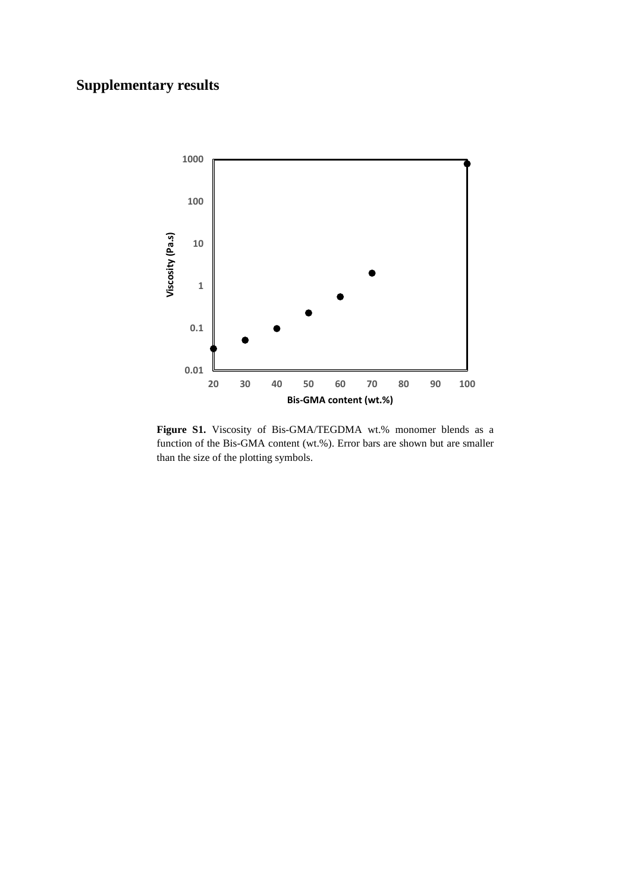# Supplementary results

**Figure S1.** Viscosity of Bis-GMA/TEGDMA wt.% monomer blends as a function of the Bis-GMA content (wt.%). Error bars are shown but are smaller than the size of the plotting symbols.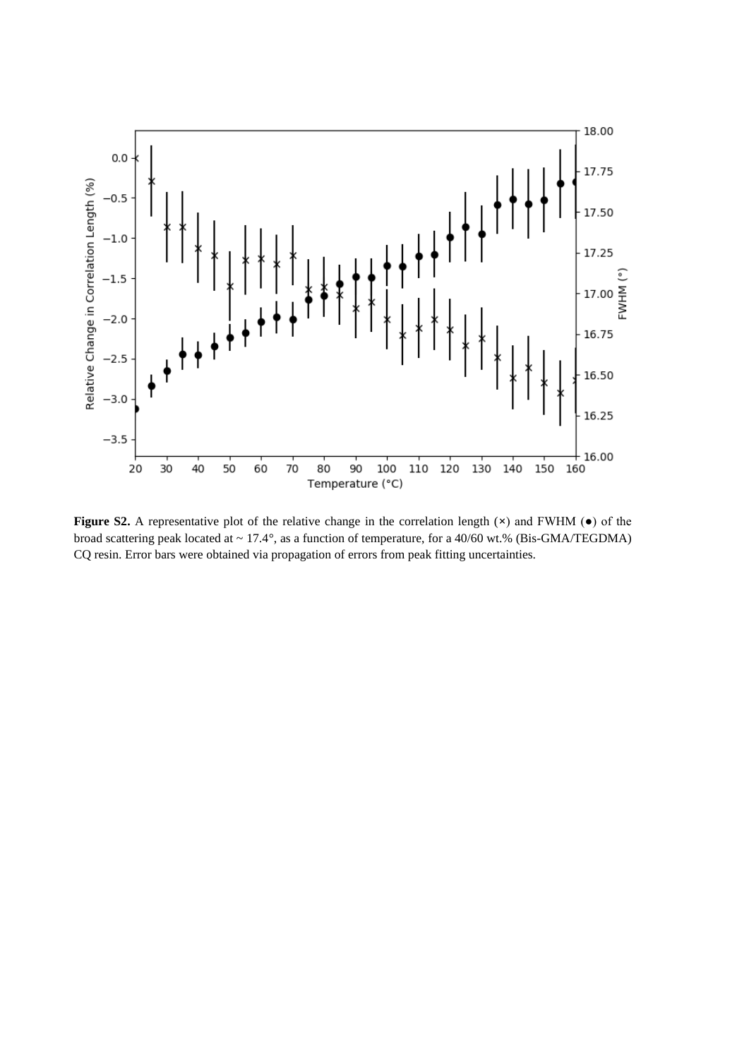**Figure S2.** A representative plot of the relative change in the correlation length (×) and FWHM (●) of the broad scattering peak located at ~ 17.4°, as a function of temperature, for a 40/60 wt.% (Bis-GMA/TEGDMA) CQ resin. Error bars were obtained via propagation of errors from peak fitting uncertainties.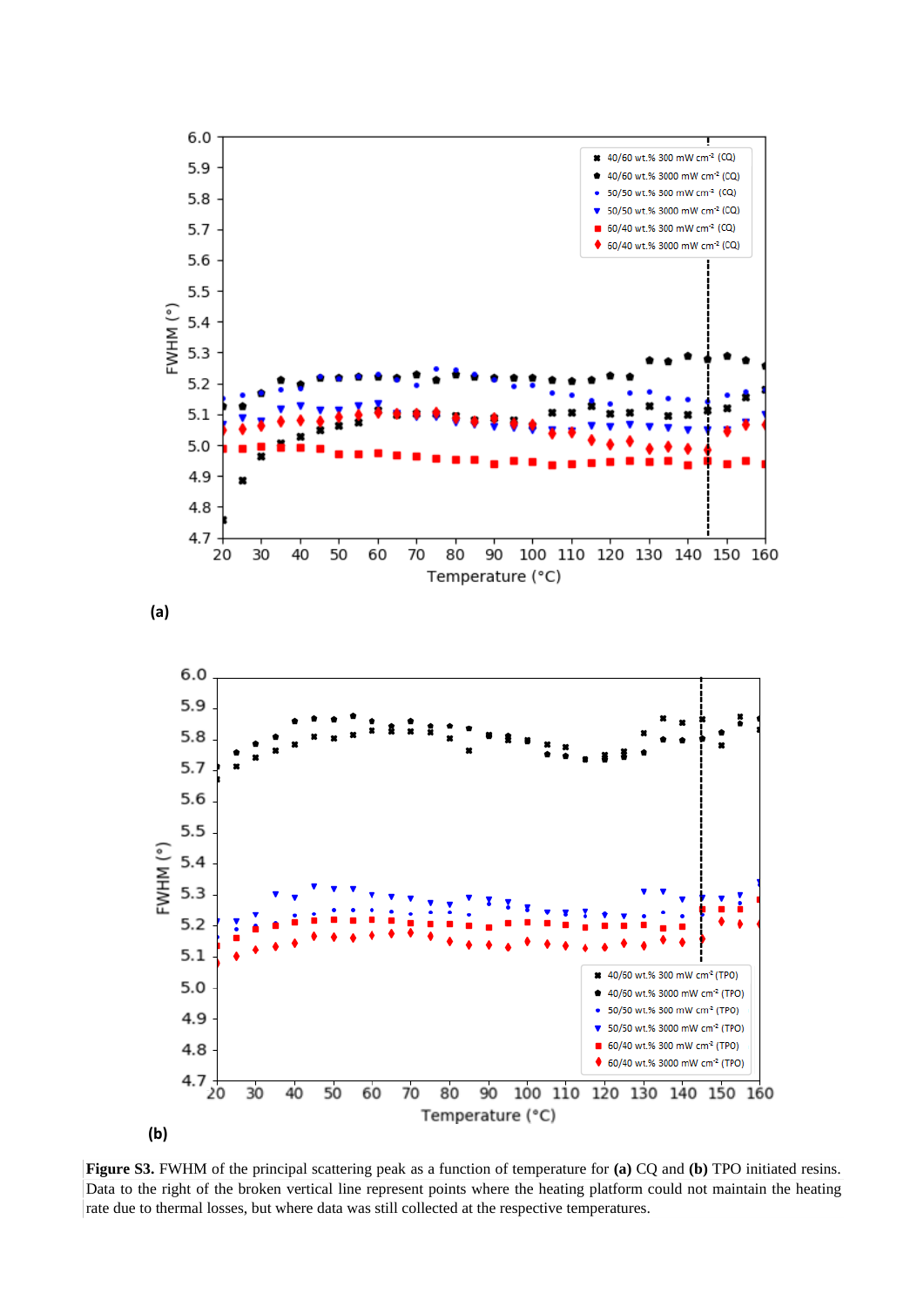6.0
5.9
5.8
5.7
5.6
5.5
5.4
5.3
5.2
5.1
5.0
4.9
4.8
4.7

FWHM (°)

20 30 40 50 60 70 80 90 100 110 120 130 140 150 160

Temperature (°C)

40/60 wt.% 300 mW cm⁻² (CQ)
40/60 wt.% 3000 mW cm⁻² (CQ)
50/50 wt.% 300 mW cm⁻² (CQ)
50/50 wt.% 3000 mW cm⁻² (CQ)
60/40 wt.% 300 mW cm⁻² (CQ)
60/40 wt.% 3000 mW cm⁻² (CQ)

**(a)**

6.0
5.9
5.8
5.7
5.6
5.5
5.4
5.3
5.2
5.1
5.0
4.9
4.8
4.7

FWHM (°)

20 30 40 50 60 70 80 90 100 110 120 130 140 150 160

Temperature (°C)

40/60 wt.% 300 mW cm⁻² (TPO)
40/60 wt.% 3000 mW cm⁻² (TPO)
50/50 wt.% 300 mW cm⁻² (TPO)
50/50 wt.% 3000 mW cm⁻² (TPO)
60/40 wt.% 300 mW cm⁻² (TPO)
60/40 wt.% 3000 mW cm⁻² (TPO)

**(b)**

**Figure S3.** FWHM of the principal scattering peak as a function of temperature for **(a)** CQ and **(b)** TPO initiated resins. Data to the right of the broken vertical line represent points where the heating platform could not maintain the heating rate due to thermal losses, but where data was still collected at the respective temperatures.